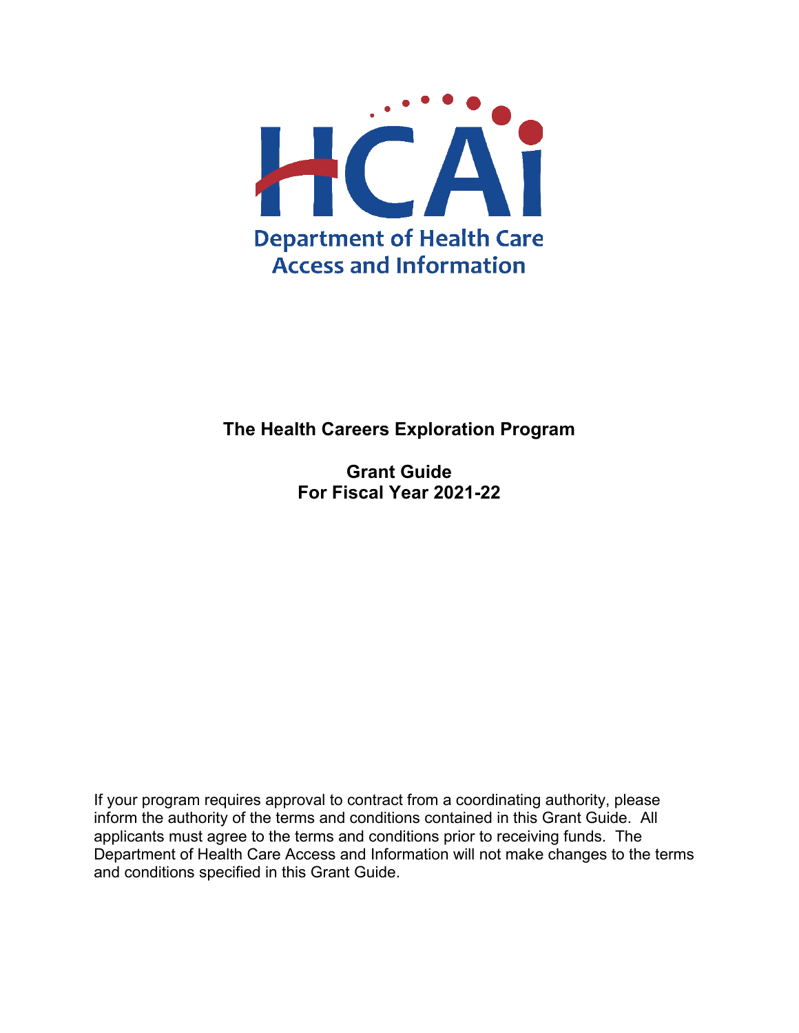HCAi

Department of Health Care Access and Information

# The Health Careers Exploration Program

## Grant Guide
## For Fiscal Year 2021-22

If your program requires approval to contract from a coordinating authority, please inform the authority of the terms and conditions contained in this Grant Guide. All applicants must agree to the terms and conditions prior to receiving funds. The Department of Health Care Access and Information will not make changes to the terms and conditions specified in this Grant Guide.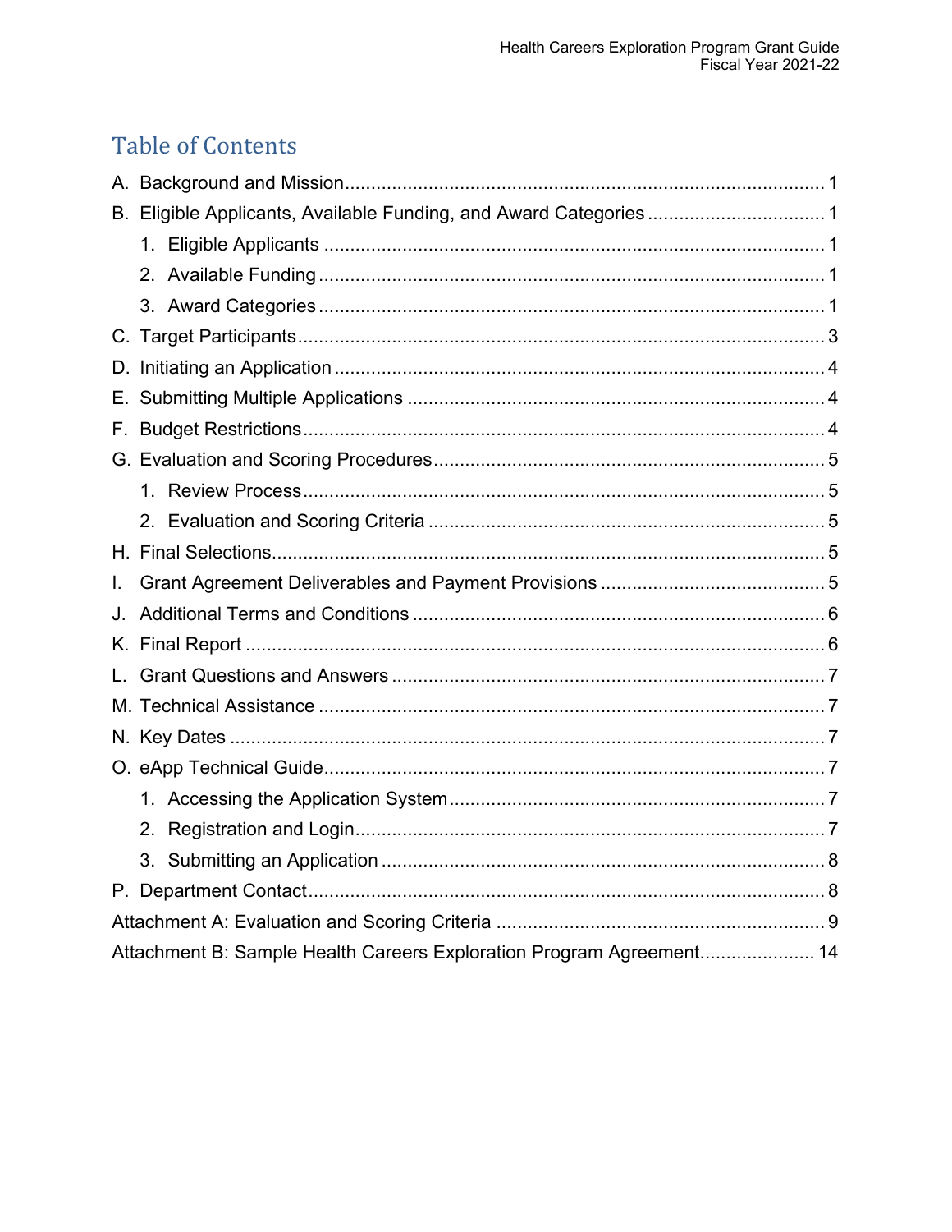## Table of Contents

A. Background and Mission ... 1

B. Eligible Applicants, Available Funding, and Award Categories ... 1

  1. Eligible Applicants ... 1
  2. Available Funding ... 1
  3. Award Categories ... 1

C. Target Participants ... 3

D. Initiating an Application ... 4

E. Submitting Multiple Applications ... 4

F. Budget Restrictions ... 4

G. Evaluation and Scoring Procedures ... 5

  1. Review Process ... 5
  2. Evaluation and Scoring Criteria ... 5

H. Final Selections ... 5

I. Grant Agreement Deliverables and Payment Provisions ... 5

J. Additional Terms and Conditions ... 6

K. Final Report ... 6

L. Grant Questions and Answers ... 7

M. Technical Assistance ... 7

N. Key Dates ... 7

O. eApp Technical Guide ... 7

  1. Accessing the Application System ... 7
  2. Registration and Login ... 7
  3. Submitting an Application ... 8

P. Department Contact ... 8

Attachment A: Evaluation and Scoring Criteria ... 9

Attachment B: Sample Health Careers Exploration Program Agreement ... 14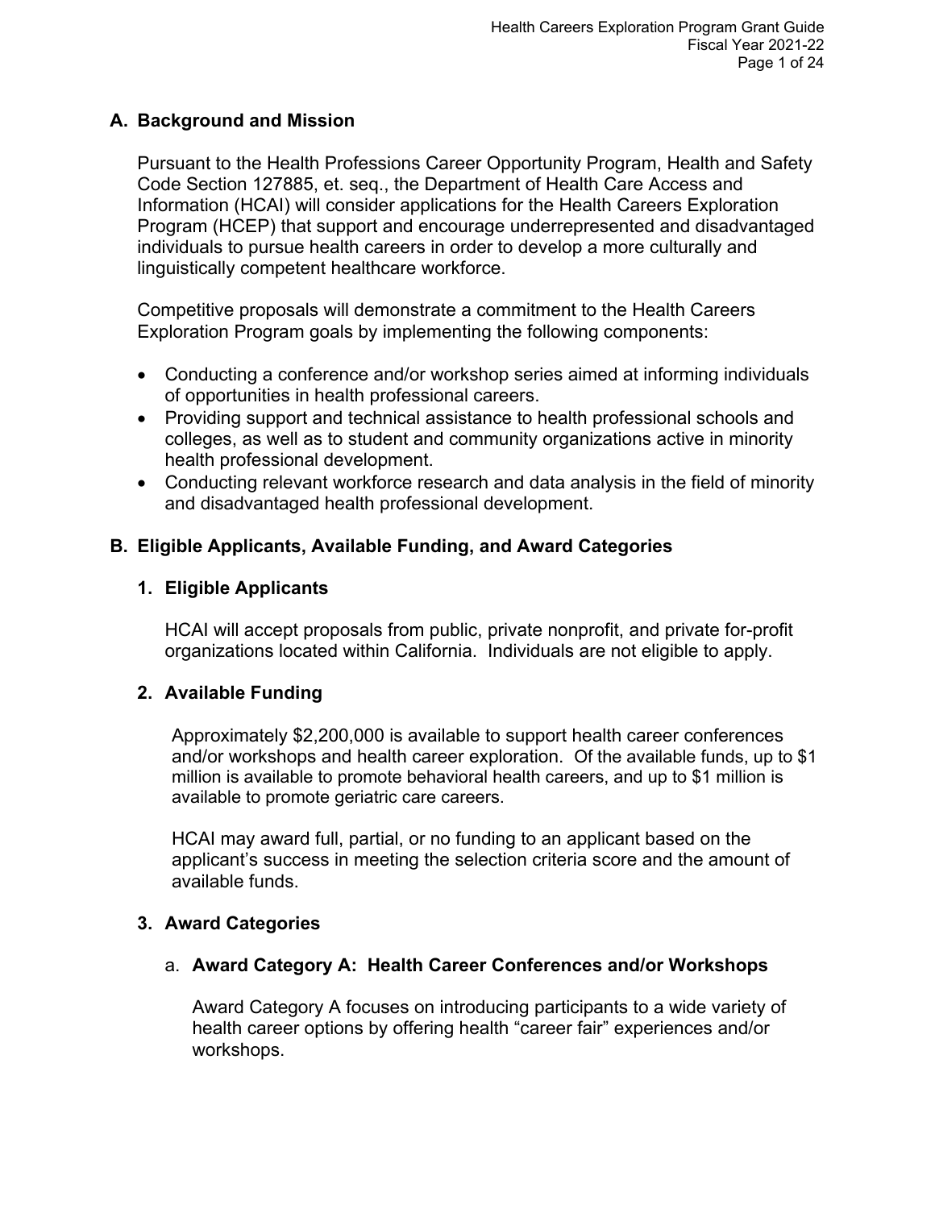## A. Background and Mission

Pursuant to the Health Professions Career Opportunity Program, Health and Safety Code Section 127885, et. seq., the Department of Health Care Access and Information (HCAI) will consider applications for the Health Careers Exploration Program (HCEP) that support and encourage underrepresented and disadvantaged individuals to pursue health careers in order to develop a more culturally and linguistically competent healthcare workforce.

Competitive proposals will demonstrate a commitment to the Health Careers Exploration Program goals by implementing the following components:

- Conducting a conference and/or workshop series aimed at informing individuals of opportunities in health professional careers.
- Providing support and technical assistance to health professional schools and colleges, as well as to student and community organizations active in minority health professional development.
- Conducting relevant workforce research and data analysis in the field of minority and disadvantaged health professional development.

## B. Eligible Applicants, Available Funding, and Award Categories

### 1. Eligible Applicants

HCAI will accept proposals from public, private nonprofit, and private for-profit organizations located within California. Individuals are not eligible to apply.

### 2. Available Funding

Approximately $2,200,000 is available to support health career conferences and/or workshops and health career exploration. Of the available funds, up to $1 million is available to promote behavioral health careers, and up to $1 million is available to promote geriatric care careers.

HCAI may award full, partial, or no funding to an applicant based on the applicant's success in meeting the selection criteria score and the amount of available funds.

### 3. Award Categories

#### a. Award Category A: Health Career Conferences and/or Workshops

Award Category A focuses on introducing participants to a wide variety of health career options by offering health "career fair" experiences and/or workshops.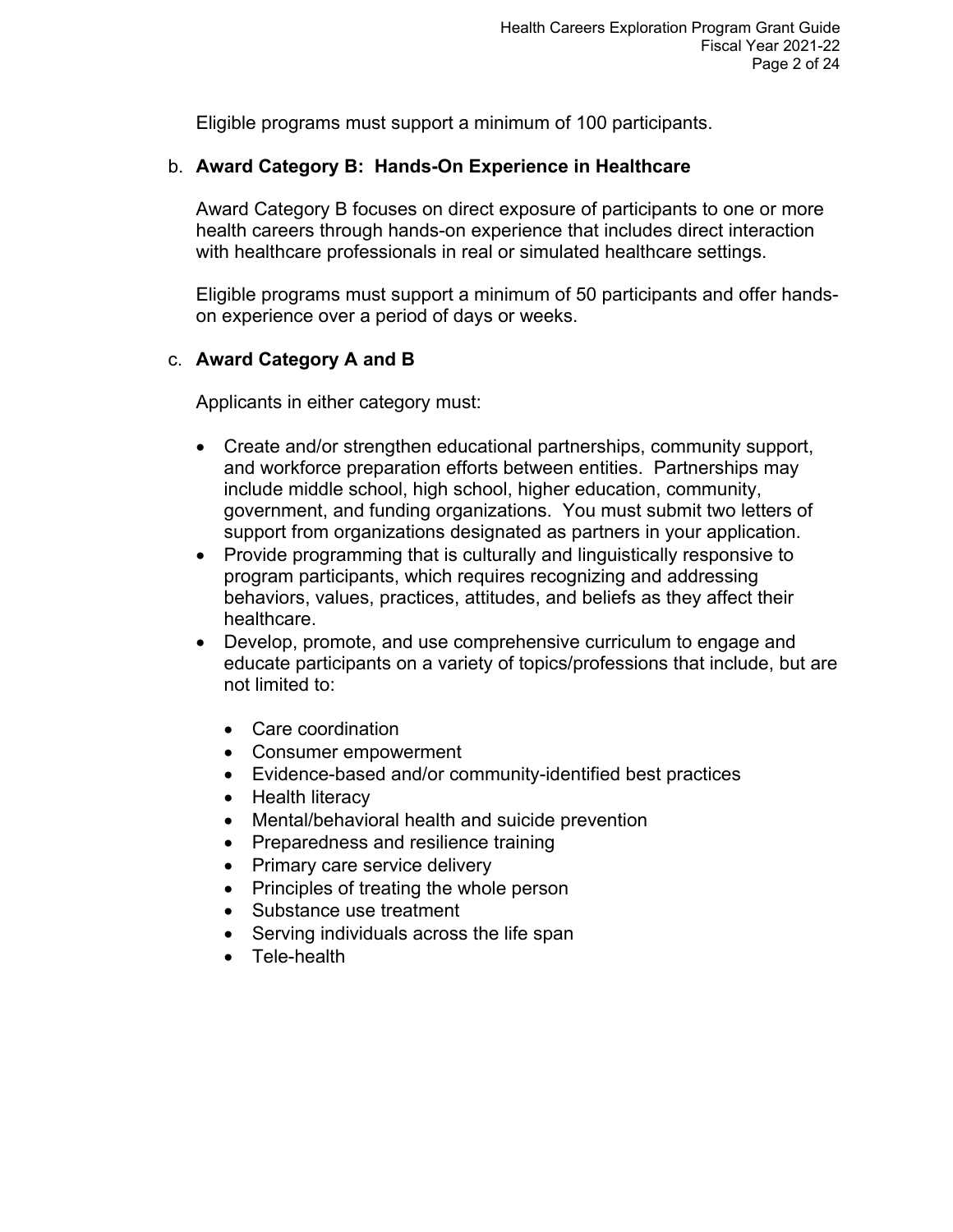Eligible programs must support a minimum of 100 participants.

b. **Award Category B: Hands-On Experience in Healthcare**

Award Category B focuses on direct exposure of participants to one or more health careers through hands-on experience that includes direct interaction with healthcare professionals in real or simulated healthcare settings.

Eligible programs must support a minimum of 50 participants and offer hands-on experience over a period of days or weeks.

c. **Award Category A and B**

Applicants in either category must:

- Create and/or strengthen educational partnerships, community support, and workforce preparation efforts between entities. Partnerships may include middle school, high school, higher education, community, government, and funding organizations. You must submit two letters of support from organizations designated as partners in your application.
- Provide programming that is culturally and linguistically responsive to program participants, which requires recognizing and addressing behaviors, values, practices, attitudes, and beliefs as they affect their healthcare.
- Develop, promote, and use comprehensive curriculum to engage and educate participants on a variety of topics/professions that include, but are not limited to:
  - Care coordination
  - Consumer empowerment
  - Evidence-based and/or community-identified best practices
  - Health literacy
  - Mental/behavioral health and suicide prevention
  - Preparedness and resilience training
  - Primary care service delivery
  - Principles of treating the whole person
  - Substance use treatment
  - Serving individuals across the life span
  - Tele-health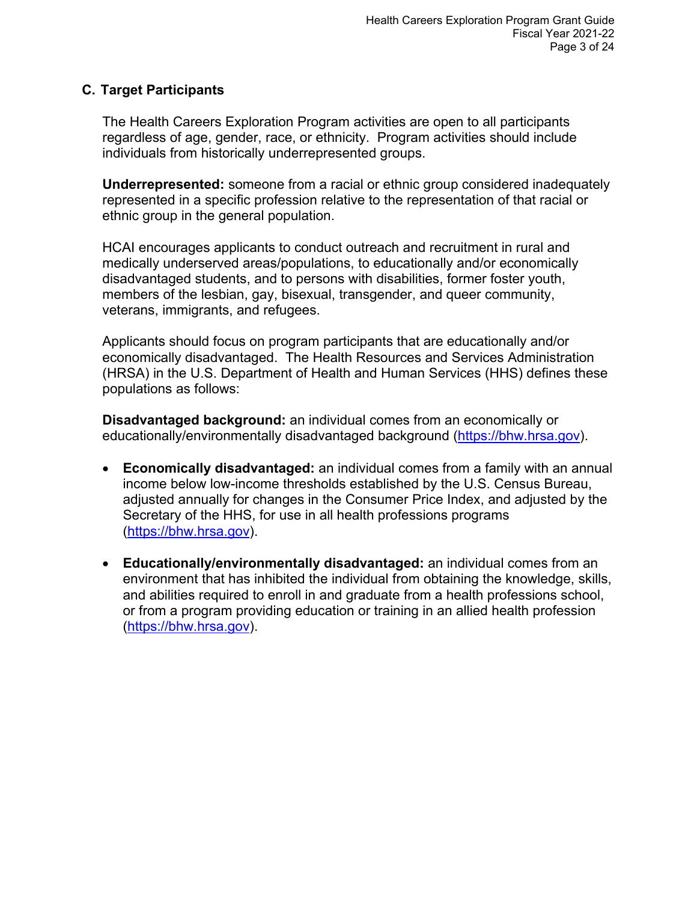### C. Target Participants

The Health Careers Exploration Program activities are open to all participants regardless of age, gender, race, or ethnicity. Program activities should include individuals from historically underrepresented groups.

**Underrepresented:** someone from a racial or ethnic group considered inadequately represented in a specific profession relative to the representation of that racial or ethnic group in the general population.

HCAI encourages applicants to conduct outreach and recruitment in rural and medically underserved areas/populations, to educationally and/or economically disadvantaged students, and to persons with disabilities, former foster youth, members of the lesbian, gay, bisexual, transgender, and queer community, veterans, immigrants, and refugees.

Applicants should focus on program participants that are educationally and/or economically disadvantaged. The Health Resources and Services Administration (HRSA) in the U.S. Department of Health and Human Services (HHS) defines these populations as follows:

**Disadvantaged background:** an individual comes from an economically or educationally/environmentally disadvantaged background (https://bhw.hrsa.gov).

- **Economically disadvantaged:** an individual comes from a family with an annual income below low-income thresholds established by the U.S. Census Bureau, adjusted annually for changes in the Consumer Price Index, and adjusted by the Secretary of the HHS, for use in all health professions programs (https://bhw.hrsa.gov).
- **Educationally/environmentally disadvantaged:** an individual comes from an environment that has inhibited the individual from obtaining the knowledge, skills, and abilities required to enroll in and graduate from a health professions school, or from a program providing education or training in an allied health profession (https://bhw.hrsa.gov).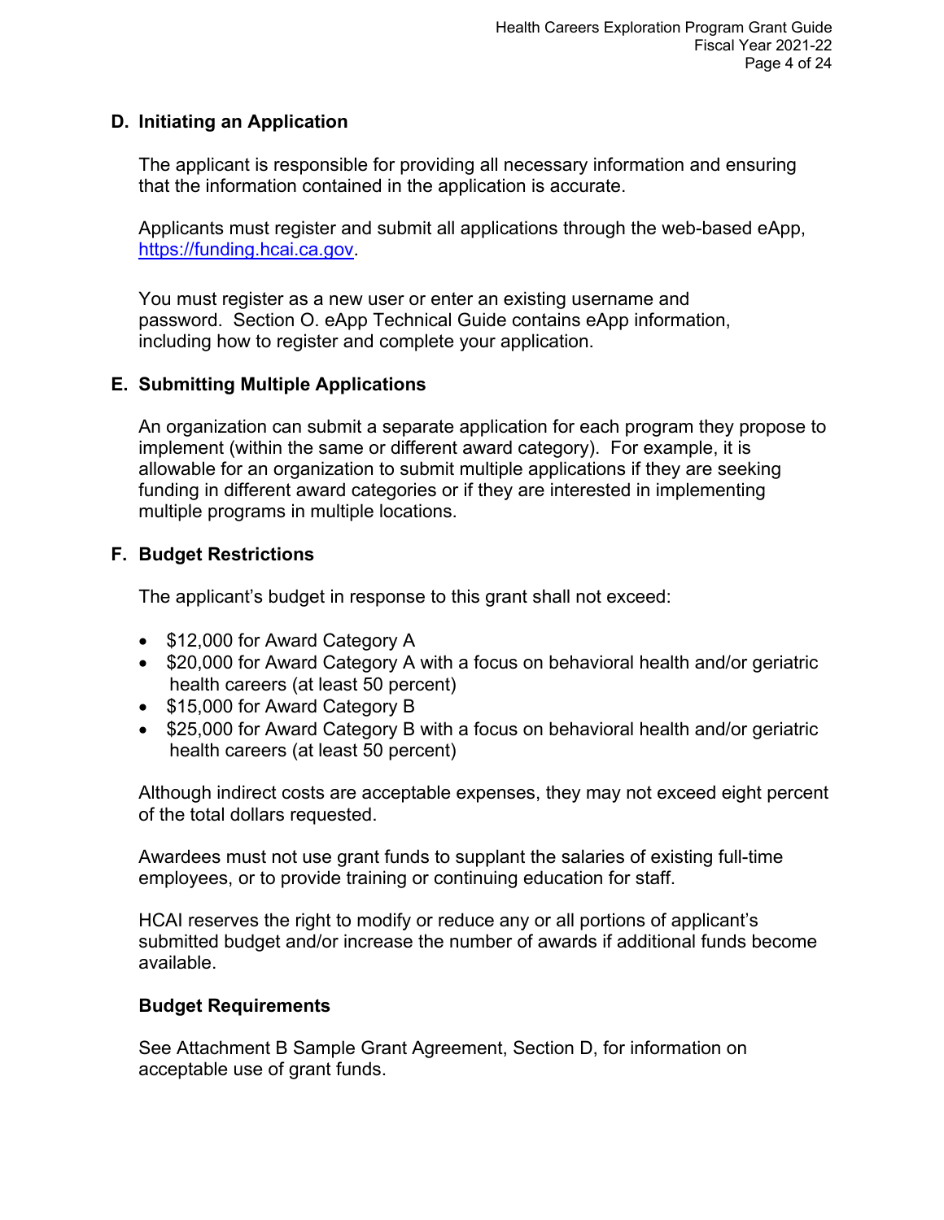## D. Initiating an Application

The applicant is responsible for providing all necessary information and ensuring that the information contained in the application is accurate.

Applicants must register and submit all applications through the web-based eApp, https://funding.hcai.ca.gov.

You must register as a new user or enter an existing username and password. Section O. eApp Technical Guide contains eApp information, including how to register and complete your application.

## E. Submitting Multiple Applications

An organization can submit a separate application for each program they propose to implement (within the same or different award category). For example, it is allowable for an organization to submit multiple applications if they are seeking funding in different award categories or if they are interested in implementing multiple programs in multiple locations.

## F. Budget Restrictions

The applicant's budget in response to this grant shall not exceed:

- $12,000 for Award Category A
- $20,000 for Award Category A with a focus on behavioral health and/or geriatric health careers (at least 50 percent)
- $15,000 for Award Category B
- $25,000 for Award Category B with a focus on behavioral health and/or geriatric health careers (at least 50 percent)

Although indirect costs are acceptable expenses, they may not exceed eight percent of the total dollars requested.

Awardees must not use grant funds to supplant the salaries of existing full-time employees, or to provide training or continuing education for staff.

HCAI reserves the right to modify or reduce any or all portions of applicant's submitted budget and/or increase the number of awards if additional funds become available.

### Budget Requirements

See Attachment B Sample Grant Agreement, Section D, for information on acceptable use of grant funds.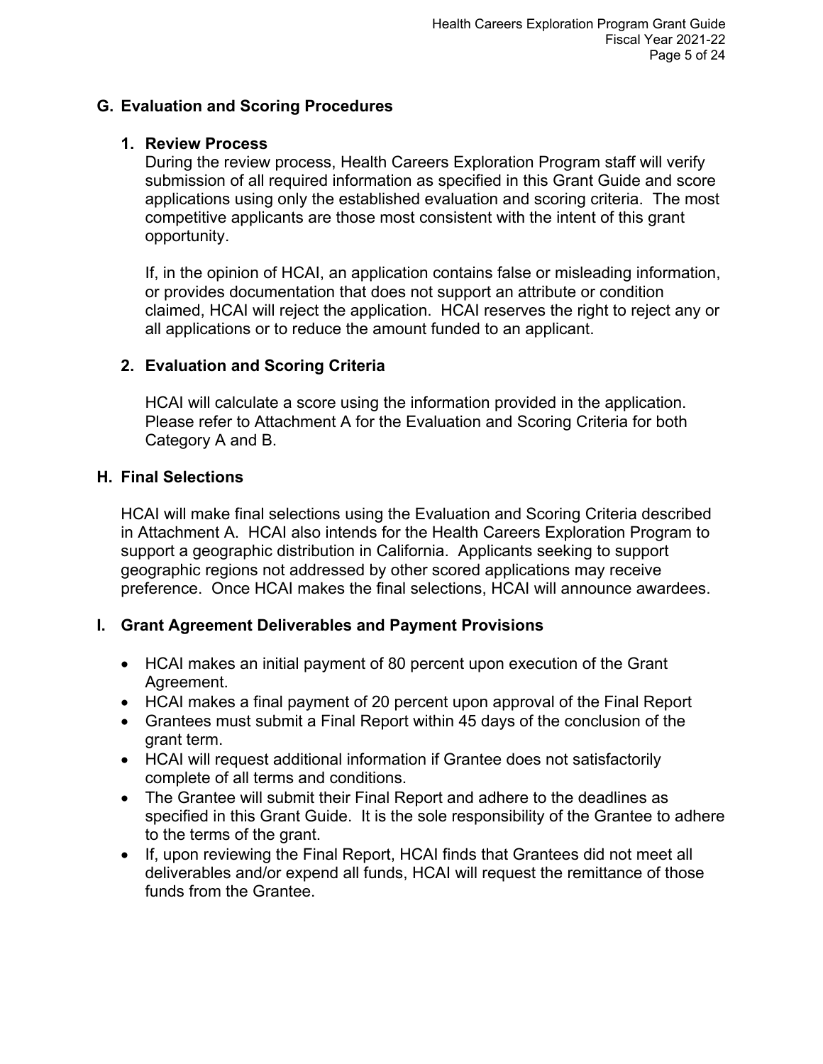## G. Evaluation and Scoring Procedures

### 1. Review Process

During the review process, Health Careers Exploration Program staff will verify submission of all required information as specified in this Grant Guide and score applications using only the established evaluation and scoring criteria. The most competitive applicants are those most consistent with the intent of this grant opportunity.

If, in the opinion of HCAI, an application contains false or misleading information, or provides documentation that does not support an attribute or condition claimed, HCAI will reject the application. HCAI reserves the right to reject any or all applications or to reduce the amount funded to an applicant.

### 2. Evaluation and Scoring Criteria

HCAI will calculate a score using the information provided in the application. Please refer to Attachment A for the Evaluation and Scoring Criteria for both Category A and B.

## H. Final Selections

HCAI will make final selections using the Evaluation and Scoring Criteria described in Attachment A. HCAI also intends for the Health Careers Exploration Program to support a geographic distribution in California. Applicants seeking to support geographic regions not addressed by other scored applications may receive preference. Once HCAI makes the final selections, HCAI will announce awardees.

## I. Grant Agreement Deliverables and Payment Provisions

- HCAI makes an initial payment of 80 percent upon execution of the Grant Agreement.
- HCAI makes a final payment of 20 percent upon approval of the Final Report
- Grantees must submit a Final Report within 45 days of the conclusion of the grant term.
- HCAI will request additional information if Grantee does not satisfactorily complete of all terms and conditions.
- The Grantee will submit their Final Report and adhere to the deadlines as specified in this Grant Guide. It is the sole responsibility of the Grantee to adhere to the terms of the grant.
- If, upon reviewing the Final Report, HCAI finds that Grantees did not meet all deliverables and/or expend all funds, HCAI will request the remittance of those funds from the Grantee.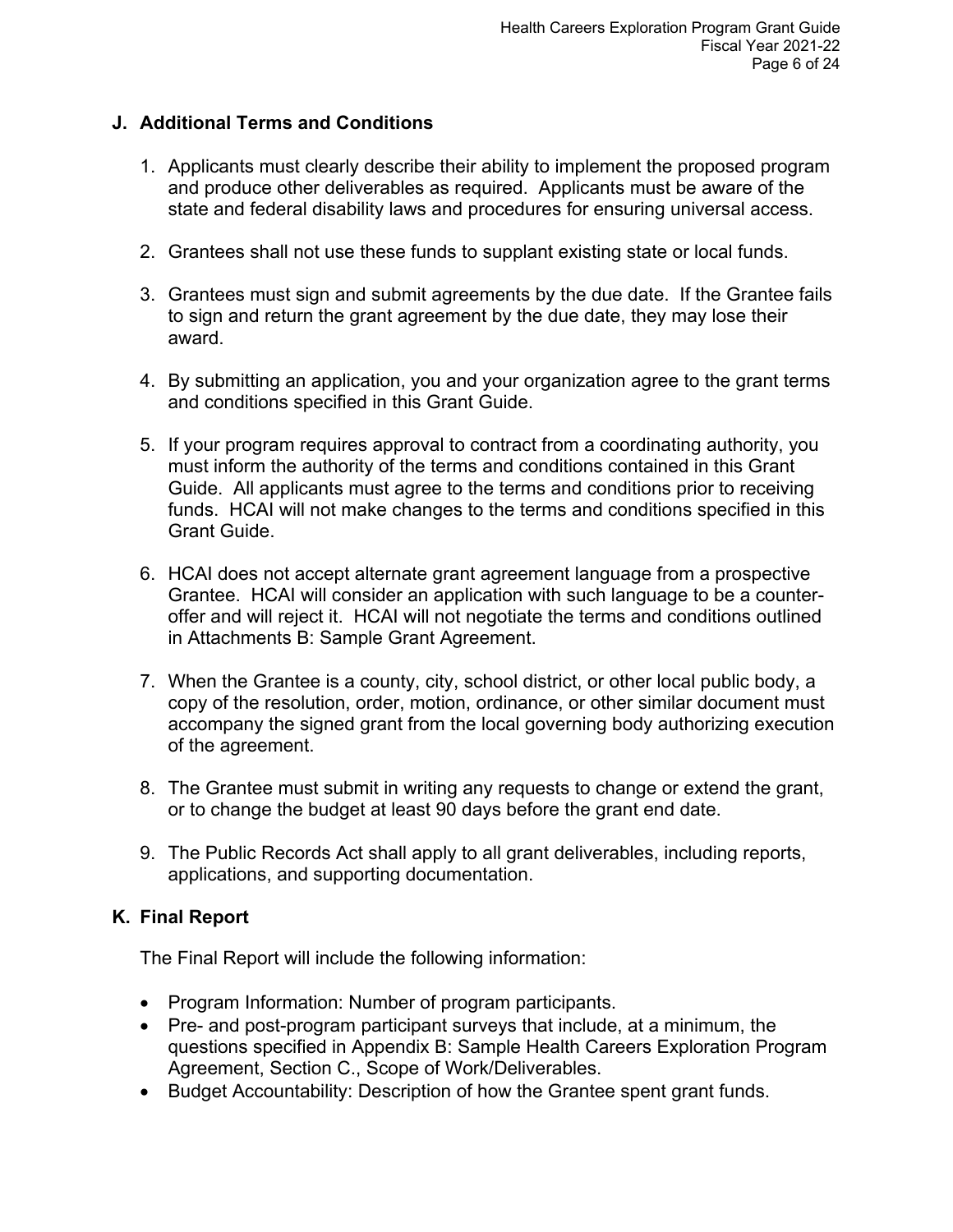## J. Additional Terms and Conditions

1. Applicants must clearly describe their ability to implement the proposed program and produce other deliverables as required. Applicants must be aware of the state and federal disability laws and procedures for ensuring universal access.

2. Grantees shall not use these funds to supplant existing state or local funds.

3. Grantees must sign and submit agreements by the due date. If the Grantee fails to sign and return the grant agreement by the due date, they may lose their award.

4. By submitting an application, you and your organization agree to the grant terms and conditions specified in this Grant Guide.

5. If your program requires approval to contract from a coordinating authority, you must inform the authority of the terms and conditions contained in this Grant Guide. All applicants must agree to the terms and conditions prior to receiving funds. HCAI will not make changes to the terms and conditions specified in this Grant Guide.

6. HCAI does not accept alternate grant agreement language from a prospective Grantee. HCAI will consider an application with such language to be a counter-offer and will reject it. HCAI will not negotiate the terms and conditions outlined in Attachments B: Sample Grant Agreement.

7. When the Grantee is a county, city, school district, or other local public body, a copy of the resolution, order, motion, ordinance, or other similar document must accompany the signed grant from the local governing body authorizing execution of the agreement.

8. The Grantee must submit in writing any requests to change or extend the grant, or to change the budget at least 90 days before the grant end date.

9. The Public Records Act shall apply to all grant deliverables, including reports, applications, and supporting documentation.

## K. Final Report

The Final Report will include the following information:

- Program Information: Number of program participants.
- Pre- and post-program participant surveys that include, at a minimum, the questions specified in Appendix B: Sample Health Careers Exploration Program Agreement, Section C., Scope of Work/Deliverables.
- Budget Accountability: Description of how the Grantee spent grant funds.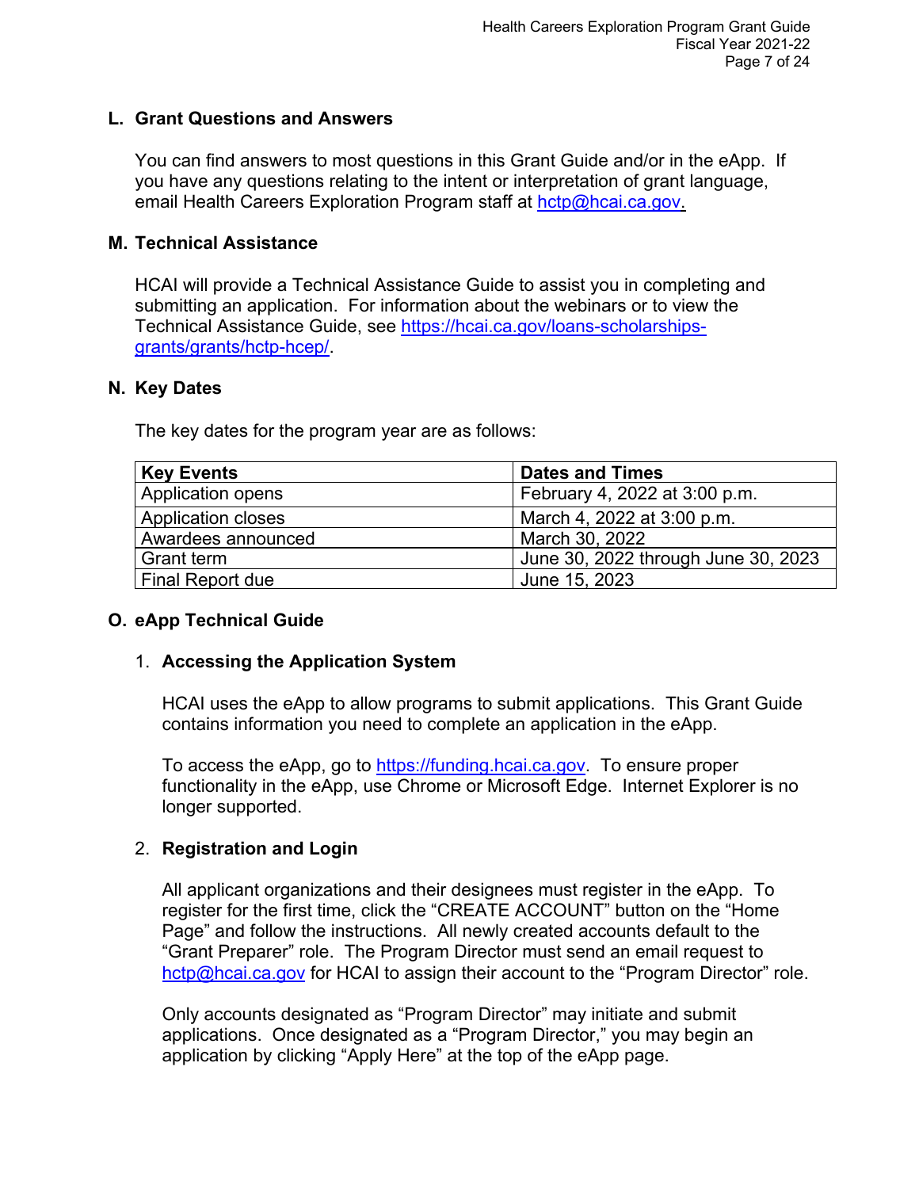## L. Grant Questions and Answers

You can find answers to most questions in this Grant Guide and/or in the eApp. If you have any questions relating to the intent or interpretation of grant language, email Health Careers Exploration Program staff at hctp@hcai.ca.gov.

## M. Technical Assistance

HCAI will provide a Technical Assistance Guide to assist you in completing and submitting an application. For information about the webinars or to view the Technical Assistance Guide, see https://hcai.ca.gov/loans-scholarships-grants/grants/hctp-hcep/.

## N. Key Dates

The key dates for the program year are as follows:

| Key Events | Dates and Times |
|---|---|
| Application opens | February 4, 2022 at 3:00 p.m. |
| Application closes | March 4, 2022 at 3:00 p.m. |
| Awardees announced | March 30, 2022 |
| Grant term | June 30, 2022 through June 30, 2023 |
| Final Report due | June 15, 2023 |

## O. eApp Technical Guide

### 1. Accessing the Application System

HCAI uses the eApp to allow programs to submit applications. This Grant Guide contains information you need to complete an application in the eApp.

To access the eApp, go to https://funding.hcai.ca.gov. To ensure proper functionality in the eApp, use Chrome or Microsoft Edge. Internet Explorer is no longer supported.

### 2. Registration and Login

All applicant organizations and their designees must register in the eApp. To register for the first time, click the "CREATE ACCOUNT" button on the "Home Page" and follow the instructions. All newly created accounts default to the "Grant Preparer" role. The Program Director must send an email request to hctp@hcai.ca.gov for HCAI to assign their account to the "Program Director" role.

Only accounts designated as "Program Director" may initiate and submit applications. Once designated as a "Program Director," you may begin an application by clicking "Apply Here" at the top of the eApp page.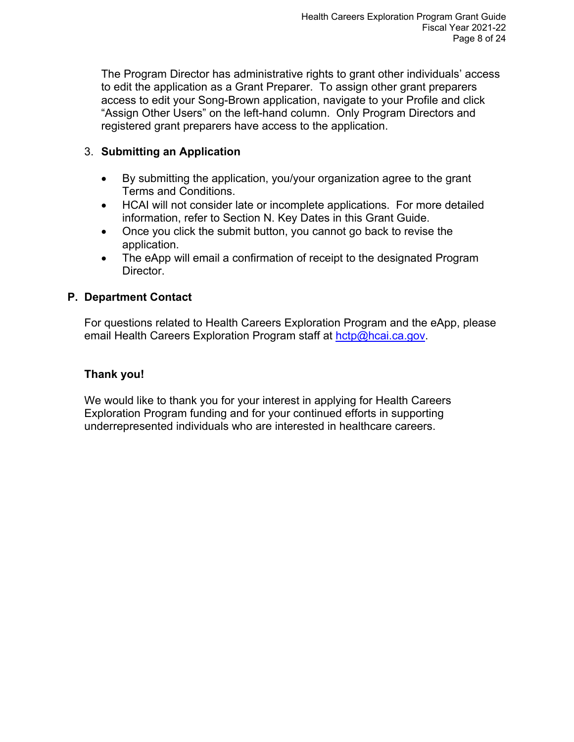The Program Director has administrative rights to grant other individuals' access to edit the application as a Grant Preparer. To assign other grant preparers access to edit your Song-Brown application, navigate to your Profile and click "Assign Other Users" on the left-hand column. Only Program Directors and registered grant preparers have access to the application.

3. **Submitting an Application**

   - By submitting the application, you/your organization agree to the grant Terms and Conditions.
   - HCAI will not consider late or incomplete applications. For more detailed information, refer to Section N. Key Dates in this Grant Guide.
   - Once you click the submit button, you cannot go back to revise the application.
   - The eApp will email a confirmation of receipt to the designated Program Director.

## P. Department Contact

For questions related to Health Careers Exploration Program and the eApp, please email Health Careers Exploration Program staff at [hctp@hcai.ca.gov](mailto:hctp@hcai.ca.gov).

**Thank you!**

We would like to thank you for your interest in applying for Health Careers Exploration Program funding and for your continued efforts in supporting underrepresented individuals who are interested in healthcare careers.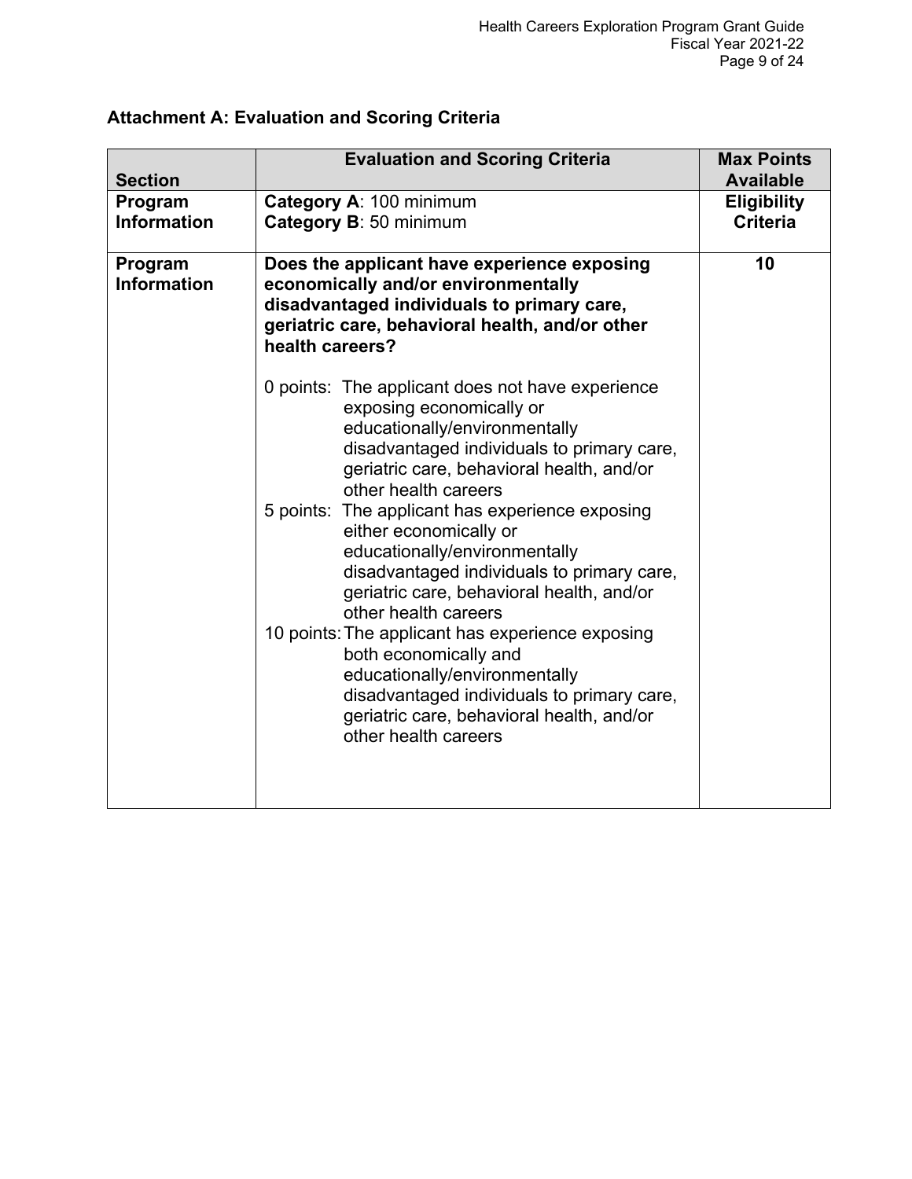## Attachment A: Evaluation and Scoring Criteria

| Section | Evaluation and Scoring Criteria | Max Points Available |
|---|---|---|
| **Program Information** | **Category A**: 100 minimum<br>**Category B**: 50 minimum | **Eligibility Criteria** |
| **Program Information** | **Does the applicant have experience exposing economically and/or environmentally disadvantaged individuals to primary care, geriatric care, behavioral health, and/or other health careers?**<br><br>0 points: The applicant does not have experience exposing economically or educationally/environmentally disadvantaged individuals to primary care, geriatric care, behavioral health, and/or other health careers<br>5 points: The applicant has experience exposing either economically or educationally/environmentally disadvantaged individuals to primary care, geriatric care, behavioral health, and/or other health careers<br>10 points: The applicant has experience exposing both economically and educationally/environmentally disadvantaged individuals to primary care, geriatric care, behavioral health, and/or other health careers | **10** |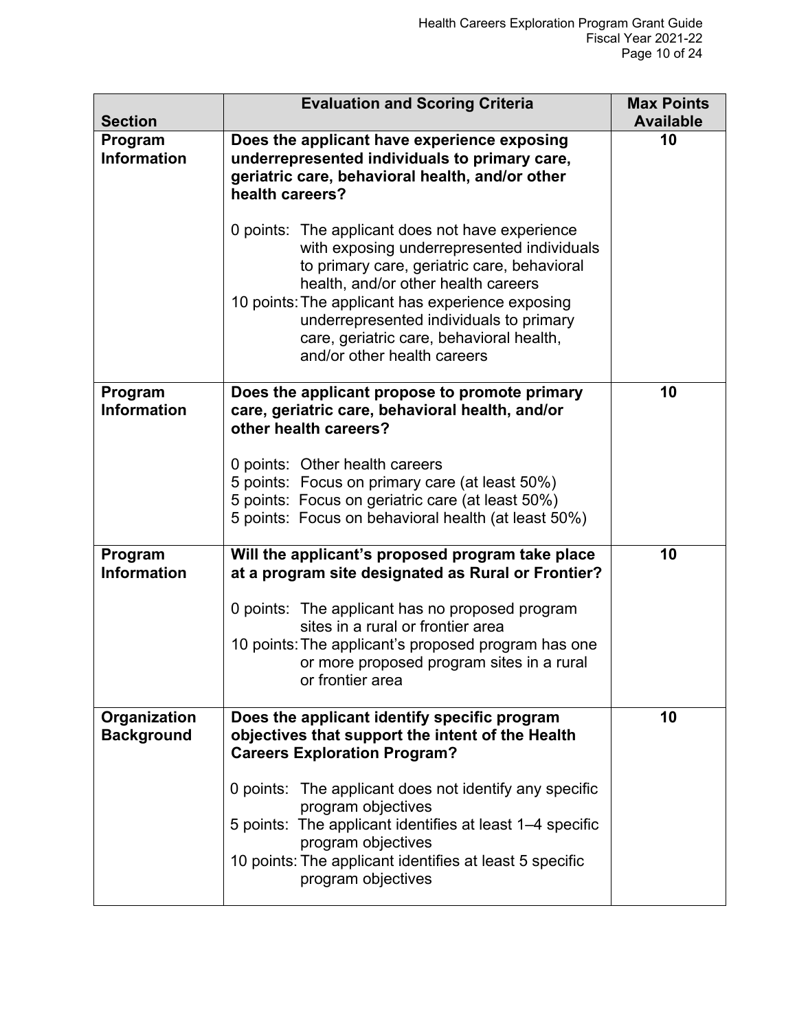| Section | Evaluation and Scoring Criteria | Max Points Available |
|---|---|---|
| **Program Information** | **Does the applicant have experience exposing underrepresented individuals to primary care, geriatric care, behavioral health, and/or other health careers?**<br><br>0 points: The applicant does not have experience with exposing underrepresented individuals to primary care, geriatric care, behavioral health, and/or other health careers<br>10 points: The applicant has experience exposing underrepresented individuals to primary care, geriatric care, behavioral health, and/or other health careers | **10** |
| **Program Information** | **Does the applicant propose to promote primary care, geriatric care, behavioral health, and/or other health careers?**<br><br>0 points: Other health careers<br>5 points: Focus on primary care (at least 50%)<br>5 points: Focus on geriatric care (at least 50%)<br>5 points: Focus on behavioral health (at least 50%) | **10** |
| **Program Information** | **Will the applicant's proposed program take place at a program site designated as Rural or Frontier?**<br><br>0 points: The applicant has no proposed program sites in a rural or frontier area<br>10 points: The applicant's proposed program has one or more proposed program sites in a rural or frontier area | **10** |
| **Organization Background** | **Does the applicant identify specific program objectives that support the intent of the Health Careers Exploration Program?**<br><br>0 points: The applicant does not identify any specific program objectives<br>5 points: The applicant identifies at least 1–4 specific program objectives<br>10 points: The applicant identifies at least 5 specific program objectives | **10** |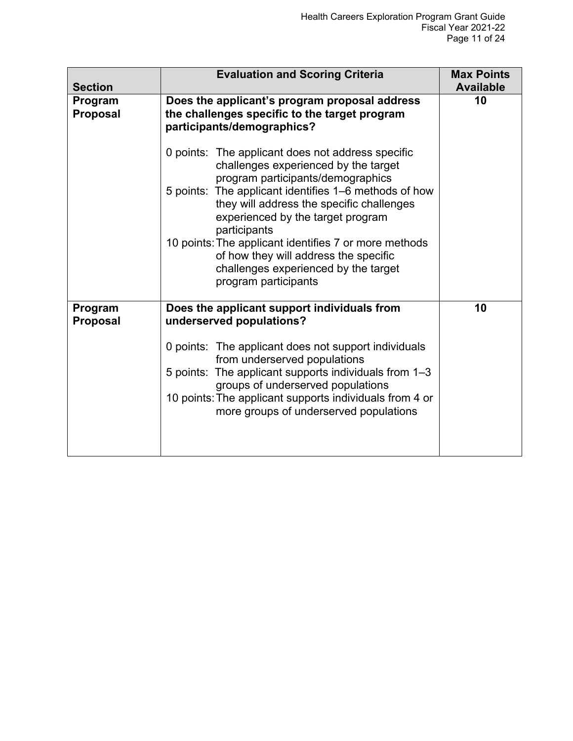| Section | Evaluation and Scoring Criteria | Max Points Available |
|---|---|---|
| **Program Proposal** | **Does the applicant's program proposal address the challenges specific to the target program participants/demographics?**<br><br>0 points: The applicant does not address specific challenges experienced by the target program participants/demographics<br>5 points: The applicant identifies 1–6 methods of how they will address the specific challenges experienced by the target program participants<br>10 points: The applicant identifies 7 or more methods of how they will address the specific challenges experienced by the target program participants | **10** |
| **Program Proposal** | **Does the applicant support individuals from underserved populations?**<br><br>0 points: The applicant does not support individuals from underserved populations<br>5 points: The applicant supports individuals from 1–3 groups of underserved populations<br>10 points: The applicant supports individuals from 4 or more groups of underserved populations | **10** |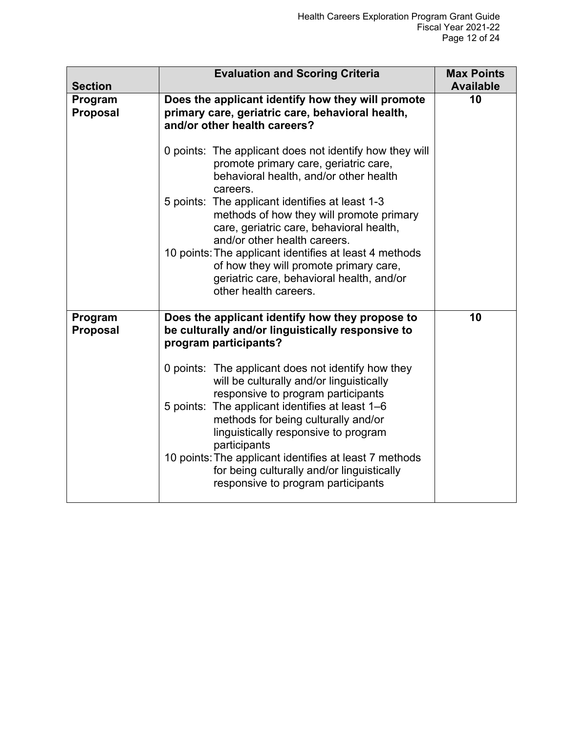| Section | Evaluation and Scoring Criteria | Max Points Available |
|---|---|---|
| **Program Proposal** | **Does the applicant identify how they will promote primary care, geriatric care, behavioral health, and/or other health careers?**<br><br>0 points: The applicant does not identify how they will promote primary care, geriatric care, behavioral health, and/or other health careers.<br>5 points: The applicant identifies at least 1-3 methods of how they will promote primary care, geriatric care, behavioral health, and/or other health careers.<br>10 points: The applicant identifies at least 4 methods of how they will promote primary care, geriatric care, behavioral health, and/or other health careers. | **10** |
| **Program Proposal** | **Does the applicant identify how they propose to be culturally and/or linguistically responsive to program participants?**<br><br>0 points: The applicant does not identify how they will be culturally and/or linguistically responsive to program participants<br>5 points: The applicant identifies at least 1–6 methods for being culturally and/or linguistically responsive to program participants<br>10 points: The applicant identifies at least 7 methods for being culturally and/or linguistically responsive to program participants | **10** |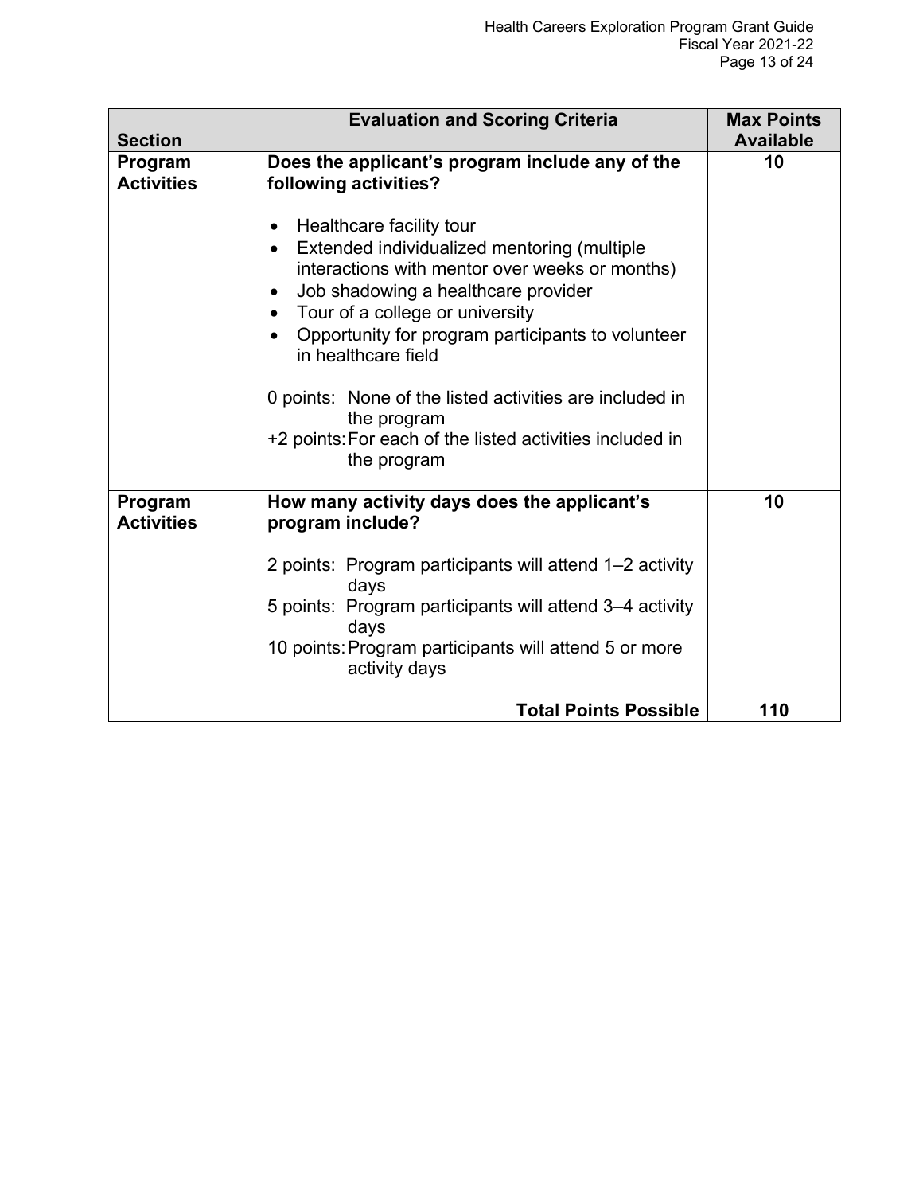| Section | Evaluation and Scoring Criteria | Max Points Available |
|---|---|---|
| **Program Activities** | **Does the applicant's program include any of the following activities?**<br><br>• Healthcare facility tour<br>• Extended individualized mentoring (multiple interactions with mentor over weeks or months)<br>• Job shadowing a healthcare provider<br>• Tour of a college or university<br>• Opportunity for program participants to volunteer in healthcare field<br><br>0 points: None of the listed activities are included in the program<br>+2 points: For each of the listed activities included in the program | **10** |
| **Program Activities** | **How many activity days does the applicant's program include?**<br><br>2 points: Program participants will attend 1–2 activity days<br>5 points: Program participants will attend 3–4 activity days<br>10 points: Program participants will attend 5 or more activity days | **10** |
| | **Total Points Possible** | **110** |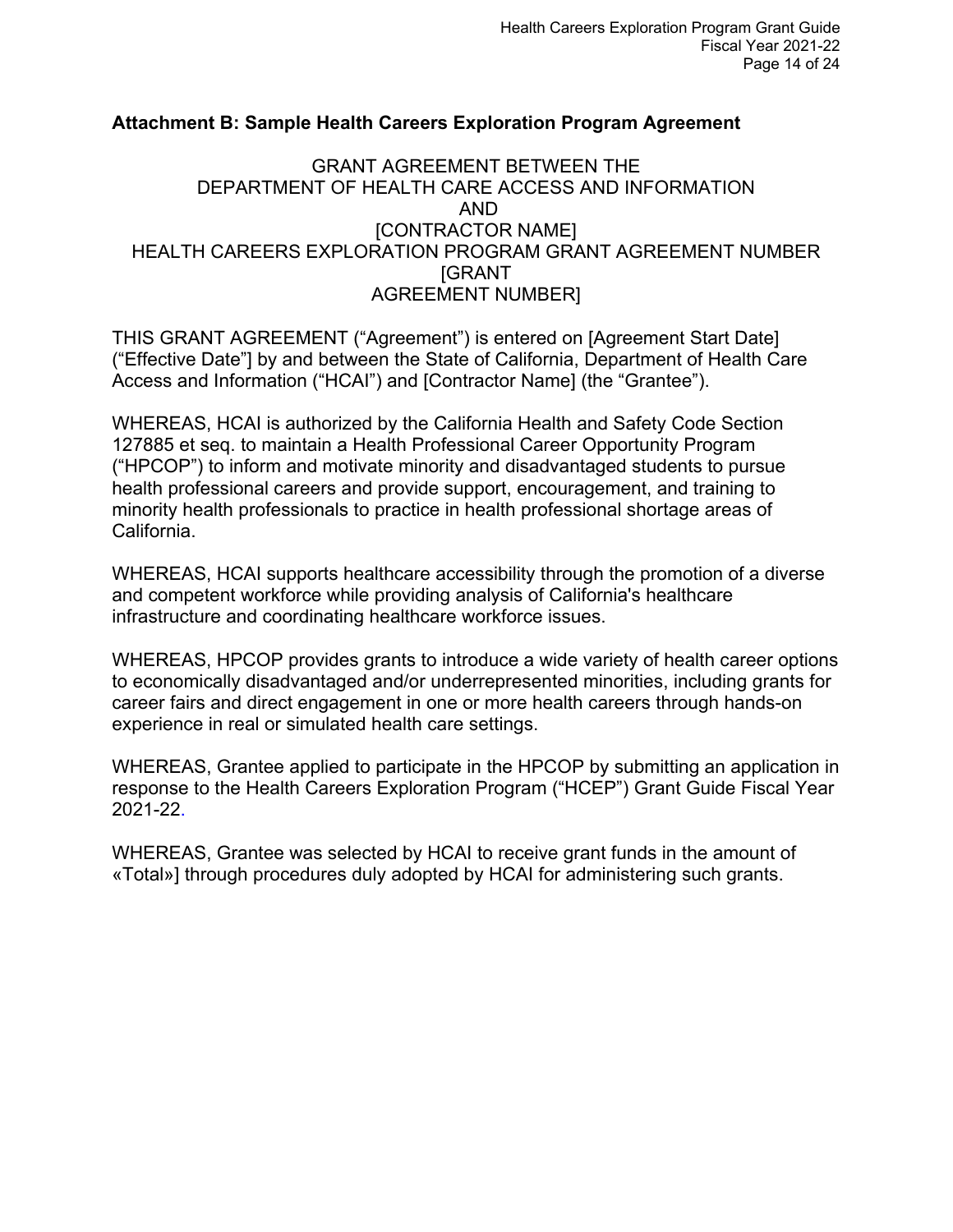## Attachment B: Sample Health Careers Exploration Program Agreement

GRANT AGREEMENT BETWEEN THE
DEPARTMENT OF HEALTH CARE ACCESS AND INFORMATION
AND
[CONTRACTOR NAME]
HEALTH CAREERS EXPLORATION PROGRAM GRANT AGREEMENT NUMBER [GRANT AGREEMENT NUMBER]

THIS GRANT AGREEMENT ("Agreement") is entered on [Agreement Start Date] ("Effective Date"] by and between the State of California, Department of Health Care Access and Information ("HCAI") and [Contractor Name] (the "Grantee").

WHEREAS, HCAI is authorized by the California Health and Safety Code Section 127885 et seq. to maintain a Health Professional Career Opportunity Program ("HPCOP") to inform and motivate minority and disadvantaged students to pursue health professional careers and provide support, encouragement, and training to minority health professionals to practice in health professional shortage areas of California.

WHEREAS, HCAI supports healthcare accessibility through the promotion of a diverse and competent workforce while providing analysis of California's healthcare infrastructure and coordinating healthcare workforce issues.

WHEREAS, HPCOP provides grants to introduce a wide variety of health career options to economically disadvantaged and/or underrepresented minorities, including grants for career fairs and direct engagement in one or more health careers through hands-on experience in real or simulated health care settings.

WHEREAS, Grantee applied to participate in the HPCOP by submitting an application in response to the Health Careers Exploration Program ("HCEP") Grant Guide Fiscal Year 2021-22.

WHEREAS, Grantee was selected by HCAI to receive grant funds in the amount of «Total»] through procedures duly adopted by HCAI for administering such grants.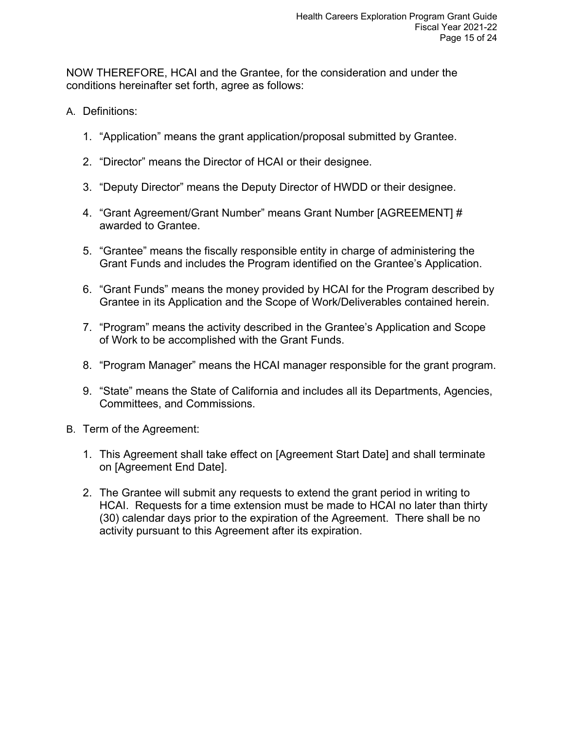NOW THEREFORE, HCAI and the Grantee, for the consideration and under the conditions hereinafter set forth, agree as follows:

A. Definitions:

  1. "Application" means the grant application/proposal submitted by Grantee.

  2. "Director" means the Director of HCAI or their designee.

  3. "Deputy Director" means the Deputy Director of HWDD or their designee.

  4. "Grant Agreement/Grant Number" means Grant Number [AGREEMENT] # awarded to Grantee.

  5. "Grantee" means the fiscally responsible entity in charge of administering the Grant Funds and includes the Program identified on the Grantee's Application.

  6. "Grant Funds" means the money provided by HCAI for the Program described by Grantee in its Application and the Scope of Work/Deliverables contained herein.

  7. "Program" means the activity described in the Grantee's Application and Scope of Work to be accomplished with the Grant Funds.

  8. "Program Manager" means the HCAI manager responsible for the grant program.

  9. "State" means the State of California and includes all its Departments, Agencies, Committees, and Commissions.

B. Term of the Agreement:

  1. This Agreement shall take effect on [Agreement Start Date] and shall terminate on [Agreement End Date].

  2. The Grantee will submit any requests to extend the grant period in writing to HCAI. Requests for a time extension must be made to HCAI no later than thirty (30) calendar days prior to the expiration of the Agreement. There shall be no activity pursuant to this Agreement after its expiration.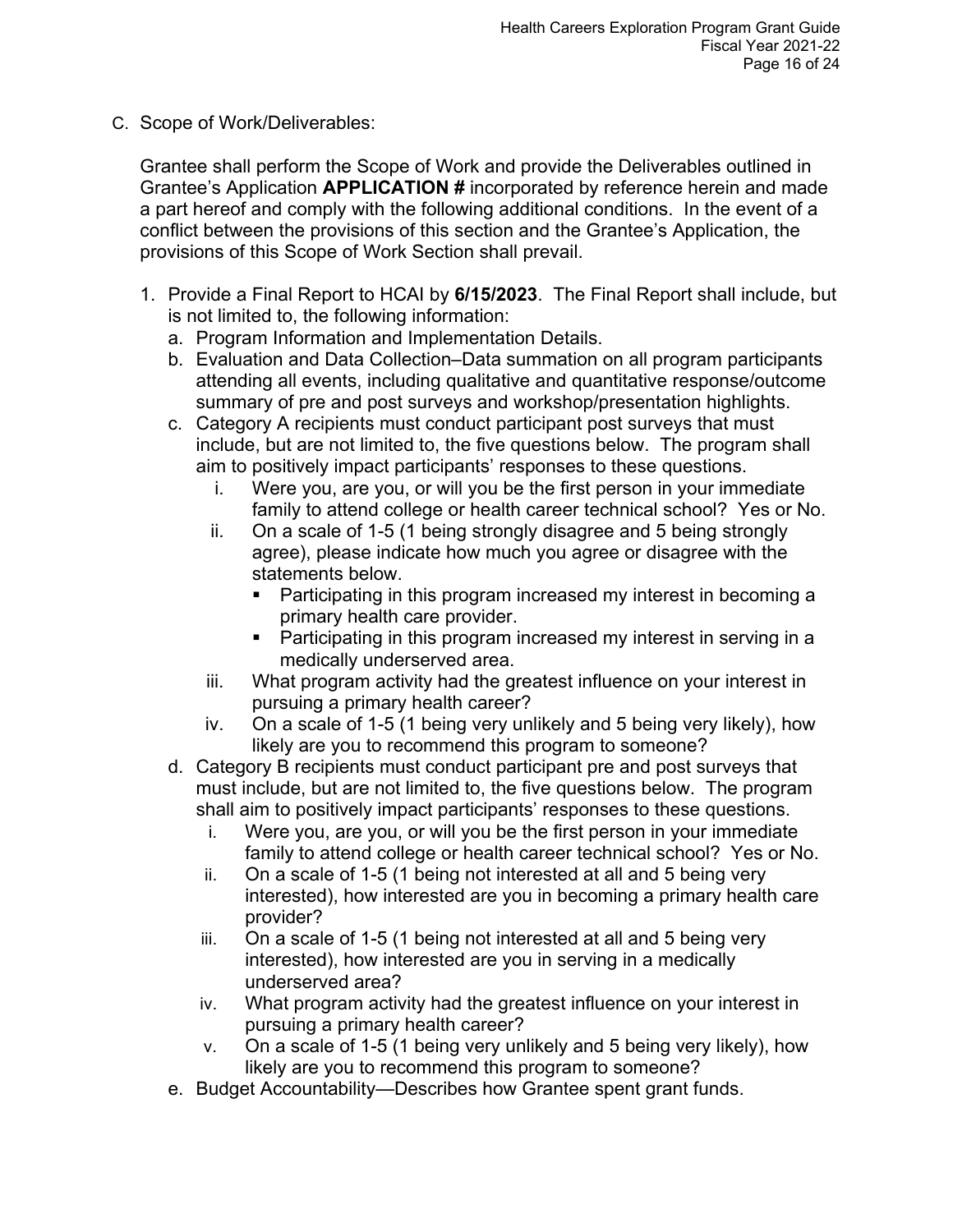C. Scope of Work/Deliverables:

Grantee shall perform the Scope of Work and provide the Deliverables outlined in Grantee's Application **APPLICATION #** incorporated by reference herein and made a part hereof and comply with the following additional conditions. In the event of a conflict between the provisions of this section and the Grantee's Application, the provisions of this Scope of Work Section shall prevail.

1. Provide a Final Report to HCAI by **6/15/2023**. The Final Report shall include, but is not limited to, the following information:
   a. Program Information and Implementation Details.
   b. Evaluation and Data Collection–Data summation on all program participants attending all events, including qualitative and quantitative response/outcome summary of pre and post surveys and workshop/presentation highlights.
   c. Category A recipients must conduct participant post surveys that must include, but are not limited to, the five questions below. The program shall aim to positively impact participants' responses to these questions.
      i. Were you, are you, or will you be the first person in your immediate family to attend college or health career technical school? Yes or No.
      ii. On a scale of 1-5 (1 being strongly disagree and 5 being strongly agree), please indicate how much you agree or disagree with the statements below.
         - Participating in this program increased my interest in becoming a primary health care provider.
         - Participating in this program increased my interest in serving in a medically underserved area.
      iii. What program activity had the greatest influence on your interest in pursuing a primary health career?
      iv. On a scale of 1-5 (1 being very unlikely and 5 being very likely), how likely are you to recommend this program to someone?
   d. Category B recipients must conduct participant pre and post surveys that must include, but are not limited to, the five questions below. The program shall aim to positively impact participants' responses to these questions.
      i. Were you, are you, or will you be the first person in your immediate family to attend college or health career technical school? Yes or No.
      ii. On a scale of 1-5 (1 being not interested at all and 5 being very interested), how interested are you in becoming a primary health care provider?
      iii. On a scale of 1-5 (1 being not interested at all and 5 being very interested), how interested are you in serving in a medically underserved area?
      iv. What program activity had the greatest influence on your interest in pursuing a primary health career?
      v. On a scale of 1-5 (1 being very unlikely and 5 being very likely), how likely are you to recommend this program to someone?
   e. Budget Accountability—Describes how Grantee spent grant funds.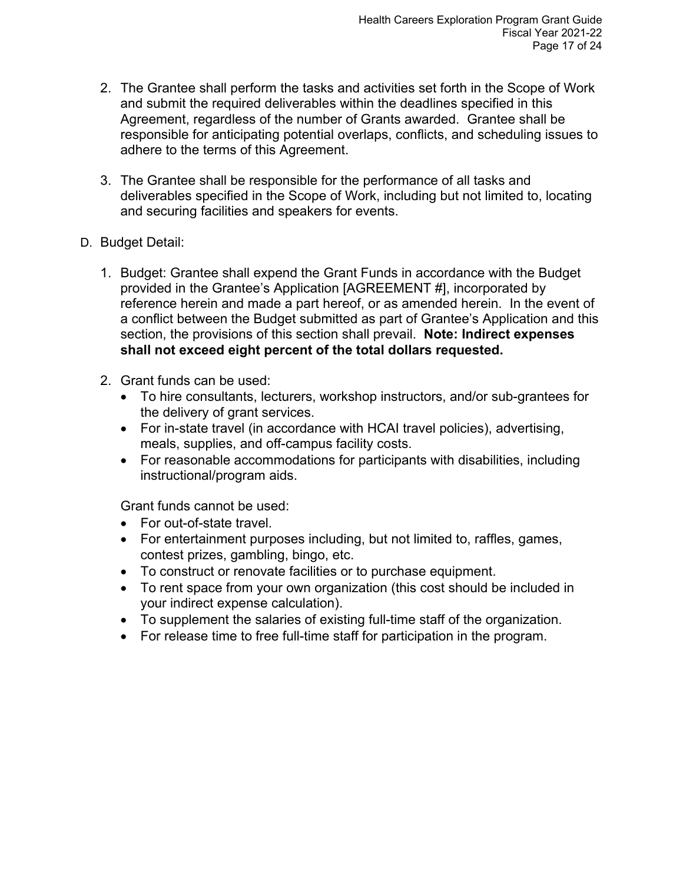2. The Grantee shall perform the tasks and activities set forth in the Scope of Work and submit the required deliverables within the deadlines specified in this Agreement, regardless of the number of Grants awarded. Grantee shall be responsible for anticipating potential overlaps, conflicts, and scheduling issues to adhere to the terms of this Agreement.

3. The Grantee shall be responsible for the performance of all tasks and deliverables specified in the Scope of Work, including but not limited to, locating and securing facilities and speakers for events.

D. Budget Detail:

1. Budget: Grantee shall expend the Grant Funds in accordance with the Budget provided in the Grantee's Application [AGREEMENT #], incorporated by reference herein and made a part hereof, or as amended herein. In the event of a conflict between the Budget submitted as part of Grantee's Application and this section, the provisions of this section shall prevail. **Note: Indirect expenses shall not exceed eight percent of the total dollars requested.**

2. Grant funds can be used:
   - To hire consultants, lecturers, workshop instructors, and/or sub-grantees for the delivery of grant services.
   - For in-state travel (in accordance with HCAI travel policies), advertising, meals, supplies, and off-campus facility costs.
   - For reasonable accommodations for participants with disabilities, including instructional/program aids.

   Grant funds cannot be used:
   - For out-of-state travel.
   - For entertainment purposes including, but not limited to, raffles, games, contest prizes, gambling, bingo, etc.
   - To construct or renovate facilities or to purchase equipment.
   - To rent space from your own organization (this cost should be included in your indirect expense calculation).
   - To supplement the salaries of existing full-time staff of the organization.
   - For release time to free full-time staff for participation in the program.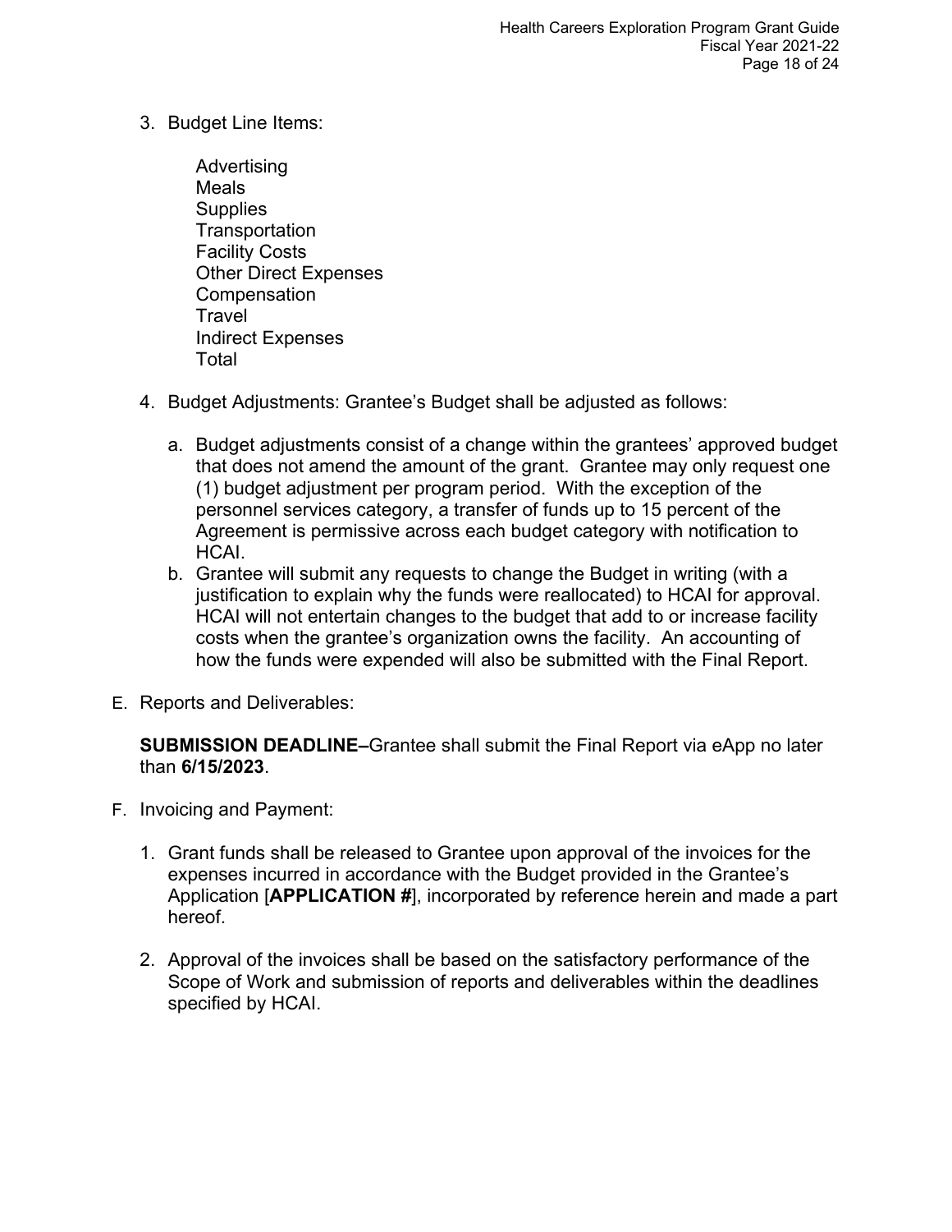3. Budget Line Items:

   Advertising
   Meals
   Supplies
   Transportation
   Facility Costs
   Other Direct Expenses
   Compensation
   Travel
   Indirect Expenses
   Total

4. Budget Adjustments: Grantee's Budget shall be adjusted as follows:

   a. Budget adjustments consist of a change within the grantees' approved budget that does not amend the amount of the grant. Grantee may only request one (1) budget adjustment per program period. With the exception of the personnel services category, a transfer of funds up to 15 percent of the Agreement is permissive across each budget category with notification to HCAI.
   b. Grantee will submit any requests to change the Budget in writing (with a justification to explain why the funds were reallocated) to HCAI for approval. HCAI will not entertain changes to the budget that add to or increase facility costs when the grantee's organization owns the facility. An accounting of how the funds were expended will also be submitted with the Final Report.

E. Reports and Deliverables:

   **SUBMISSION DEADLINE–**Grantee shall submit the Final Report via eApp no later than **6/15/2023**.

F. Invoicing and Payment:

   1. Grant funds shall be released to Grantee upon approval of the invoices for the expenses incurred in accordance with the Budget provided in the Grantee's Application [**APPLICATION #**], incorporated by reference herein and made a part hereof.

   2. Approval of the invoices shall be based on the satisfactory performance of the Scope of Work and submission of reports and deliverables within the deadlines specified by HCAI.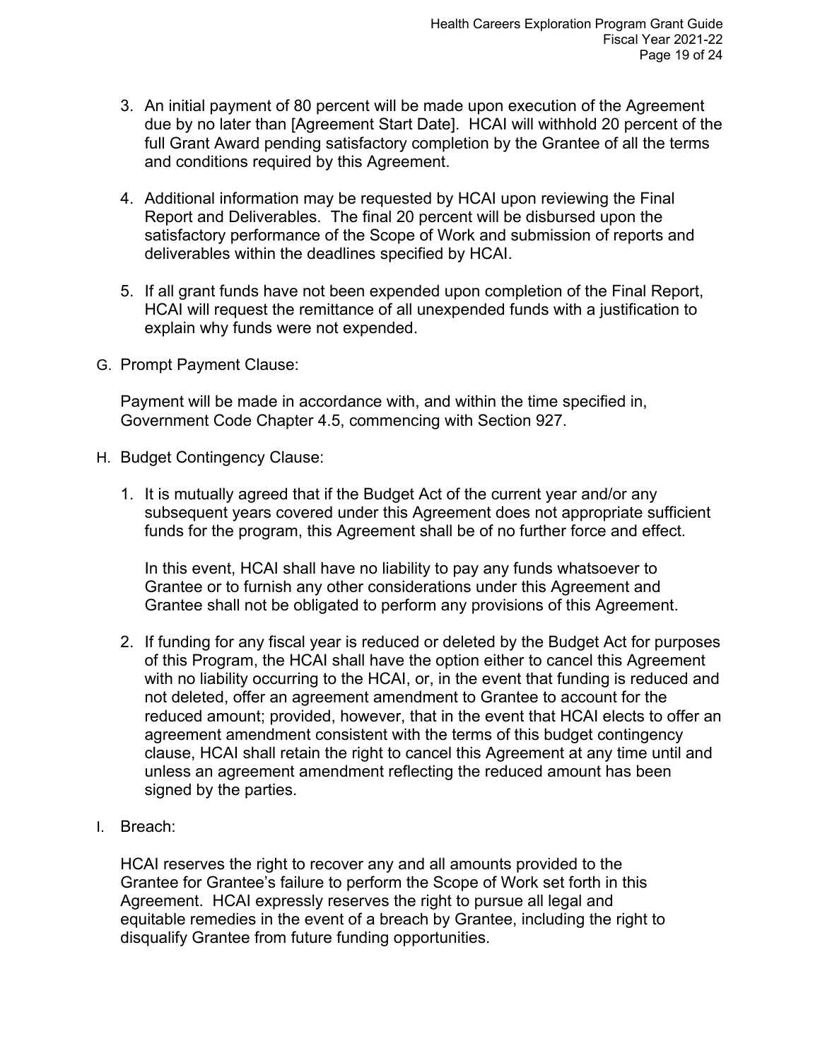3. An initial payment of 80 percent will be made upon execution of the Agreement due by no later than [Agreement Start Date]. HCAI will withhold 20 percent of the full Grant Award pending satisfactory completion by the Grantee of all the terms and conditions required by this Agreement.

4. Additional information may be requested by HCAI upon reviewing the Final Report and Deliverables. The final 20 percent will be disbursed upon the satisfactory performance of the Scope of Work and submission of reports and deliverables within the deadlines specified by HCAI.

5. If all grant funds have not been expended upon completion of the Final Report, HCAI will request the remittance of all unexpended funds with a justification to explain why funds were not expended.

G. Prompt Payment Clause:

Payment will be made in accordance with, and within the time specified in, Government Code Chapter 4.5, commencing with Section 927.

H. Budget Contingency Clause:

1. It is mutually agreed that if the Budget Act of the current year and/or any subsequent years covered under this Agreement does not appropriate sufficient funds for the program, this Agreement shall be of no further force and effect.

   In this event, HCAI shall have no liability to pay any funds whatsoever to Grantee or to furnish any other considerations under this Agreement and Grantee shall not be obligated to perform any provisions of this Agreement.

2. If funding for any fiscal year is reduced or deleted by the Budget Act for purposes of this Program, the HCAI shall have the option either to cancel this Agreement with no liability occurring to the HCAI, or, in the event that funding is reduced and not deleted, offer an agreement amendment to Grantee to account for the reduced amount; provided, however, that in the event that HCAI elects to offer an agreement amendment consistent with the terms of this budget contingency clause, HCAI shall retain the right to cancel this Agreement at any time until and unless an agreement amendment reflecting the reduced amount has been signed by the parties.

I. Breach:

HCAI reserves the right to recover any and all amounts provided to the Grantee for Grantee's failure to perform the Scope of Work set forth in this Agreement. HCAI expressly reserves the right to pursue all legal and equitable remedies in the event of a breach by Grantee, including the right to disqualify Grantee from future funding opportunities.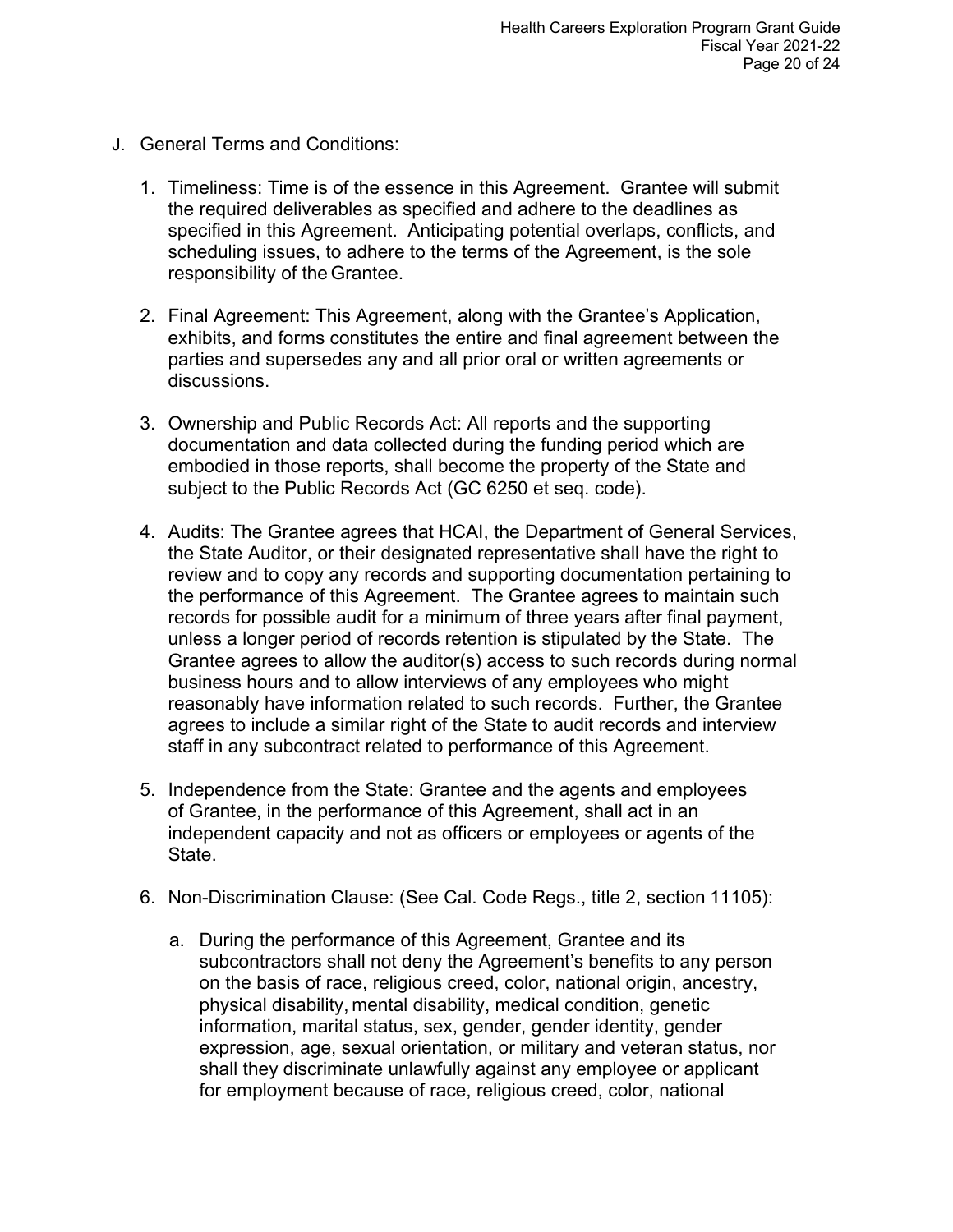J. General Terms and Conditions:

1. Timeliness: Time is of the essence in this Agreement. Grantee will submit the required deliverables as specified and adhere to the deadlines as specified in this Agreement. Anticipating potential overlaps, conflicts, and scheduling issues, to adhere to the terms of the Agreement, is the sole responsibility of the Grantee.

2. Final Agreement: This Agreement, along with the Grantee's Application, exhibits, and forms constitutes the entire and final agreement between the parties and supersedes any and all prior oral or written agreements or discussions.

3. Ownership and Public Records Act: All reports and the supporting documentation and data collected during the funding period which are embodied in those reports, shall become the property of the State and subject to the Public Records Act (GC 6250 et seq. code).

4. Audits: The Grantee agrees that HCAI, the Department of General Services, the State Auditor, or their designated representative shall have the right to review and to copy any records and supporting documentation pertaining to the performance of this Agreement. The Grantee agrees to maintain such records for possible audit for a minimum of three years after final payment, unless a longer period of records retention is stipulated by the State. The Grantee agrees to allow the auditor(s) access to such records during normal business hours and to allow interviews of any employees who might reasonably have information related to such records. Further, the Grantee agrees to include a similar right of the State to audit records and interview staff in any subcontract related to performance of this Agreement.

5. Independence from the State: Grantee and the agents and employees of Grantee, in the performance of this Agreement, shall act in an independent capacity and not as officers or employees or agents of the State.

6. Non-Discrimination Clause: (See Cal. Code Regs., title 2, section 11105):

   a. During the performance of this Agreement, Grantee and its subcontractors shall not deny the Agreement's benefits to any person on the basis of race, religious creed, color, national origin, ancestry, physical disability, mental disability, medical condition, genetic information, marital status, sex, gender, gender identity, gender expression, age, sexual orientation, or military and veteran status, nor shall they discriminate unlawfully against any employee or applicant for employment because of race, religious creed, color, national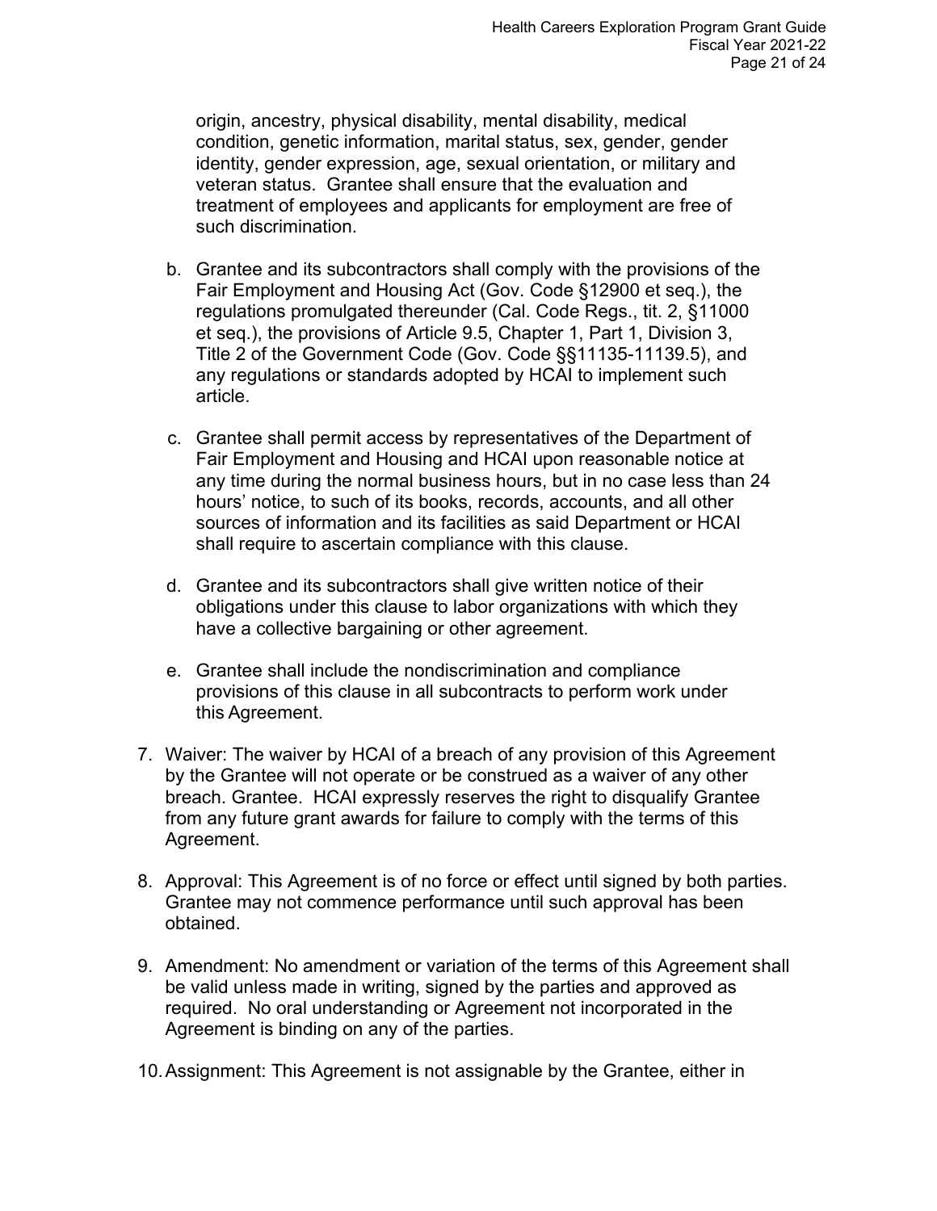origin, ancestry, physical disability, mental disability, medical condition, genetic information, marital status, sex, gender, gender identity, gender expression, age, sexual orientation, or military and veteran status. Grantee shall ensure that the evaluation and treatment of employees and applicants for employment are free of such discrimination.

b. Grantee and its subcontractors shall comply with the provisions of the Fair Employment and Housing Act (Gov. Code §12900 et seq.), the regulations promulgated thereunder (Cal. Code Regs., tit. 2, §11000 et seq.), the provisions of Article 9.5, Chapter 1, Part 1, Division 3, Title 2 of the Government Code (Gov. Code §§11135-11139.5), and any regulations or standards adopted by HCAI to implement such article.

c. Grantee shall permit access by representatives of the Department of Fair Employment and Housing and HCAI upon reasonable notice at any time during the normal business hours, but in no case less than 24 hours' notice, to such of its books, records, accounts, and all other sources of information and its facilities as said Department or HCAI shall require to ascertain compliance with this clause.

d. Grantee and its subcontractors shall give written notice of their obligations under this clause to labor organizations with which they have a collective bargaining or other agreement.

e. Grantee shall include the nondiscrimination and compliance provisions of this clause in all subcontracts to perform work under this Agreement.

7. Waiver: The waiver by HCAI of a breach of any provision of this Agreement by the Grantee will not operate or be construed as a waiver of any other breach. Grantee. HCAI expressly reserves the right to disqualify Grantee from any future grant awards for failure to comply with the terms of this Agreement.

8. Approval: This Agreement is of no force or effect until signed by both parties. Grantee may not commence performance until such approval has been obtained.

9. Amendment: No amendment or variation of the terms of this Agreement shall be valid unless made in writing, signed by the parties and approved as required. No oral understanding or Agreement not incorporated in the Agreement is binding on any of the parties.

10. Assignment: This Agreement is not assignable by the Grantee, either in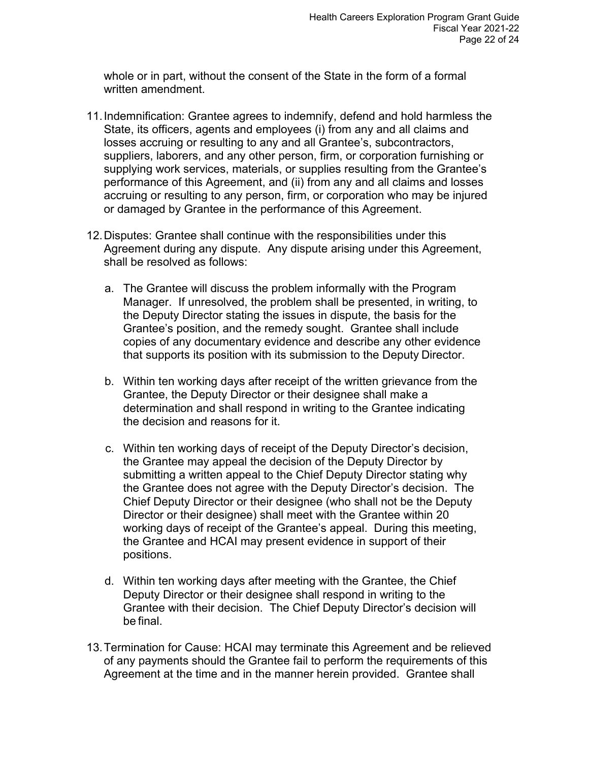whole or in part, without the consent of the State in the form of a formal written amendment.

11. Indemnification: Grantee agrees to indemnify, defend and hold harmless the State, its officers, agents and employees (i) from any and all claims and losses accruing or resulting to any and all Grantee's, subcontractors, suppliers, laborers, and any other person, firm, or corporation furnishing or supplying work services, materials, or supplies resulting from the Grantee's performance of this Agreement, and (ii) from any and all claims and losses accruing or resulting to any person, firm, or corporation who may be injured or damaged by Grantee in the performance of this Agreement.

12. Disputes: Grantee shall continue with the responsibilities under this Agreement during any dispute. Any dispute arising under this Agreement, shall be resolved as follows:

    a. The Grantee will discuss the problem informally with the Program Manager. If unresolved, the problem shall be presented, in writing, to the Deputy Director stating the issues in dispute, the basis for the Grantee's position, and the remedy sought. Grantee shall include copies of any documentary evidence and describe any other evidence that supports its position with its submission to the Deputy Director.

    b. Within ten working days after receipt of the written grievance from the Grantee, the Deputy Director or their designee shall make a determination and shall respond in writing to the Grantee indicating the decision and reasons for it.

    c. Within ten working days of receipt of the Deputy Director's decision, the Grantee may appeal the decision of the Deputy Director by submitting a written appeal to the Chief Deputy Director stating why the Grantee does not agree with the Deputy Director's decision. The Chief Deputy Director or their designee (who shall not be the Deputy Director or their designee) shall meet with the Grantee within 20 working days of receipt of the Grantee's appeal. During this meeting, the Grantee and HCAI may present evidence in support of their positions.

    d. Within ten working days after meeting with the Grantee, the Chief Deputy Director or their designee shall respond in writing to the Grantee with their decision. The Chief Deputy Director's decision will be final.

13. Termination for Cause: HCAI may terminate this Agreement and be relieved of any payments should the Grantee fail to perform the requirements of this Agreement at the time and in the manner herein provided. Grantee shall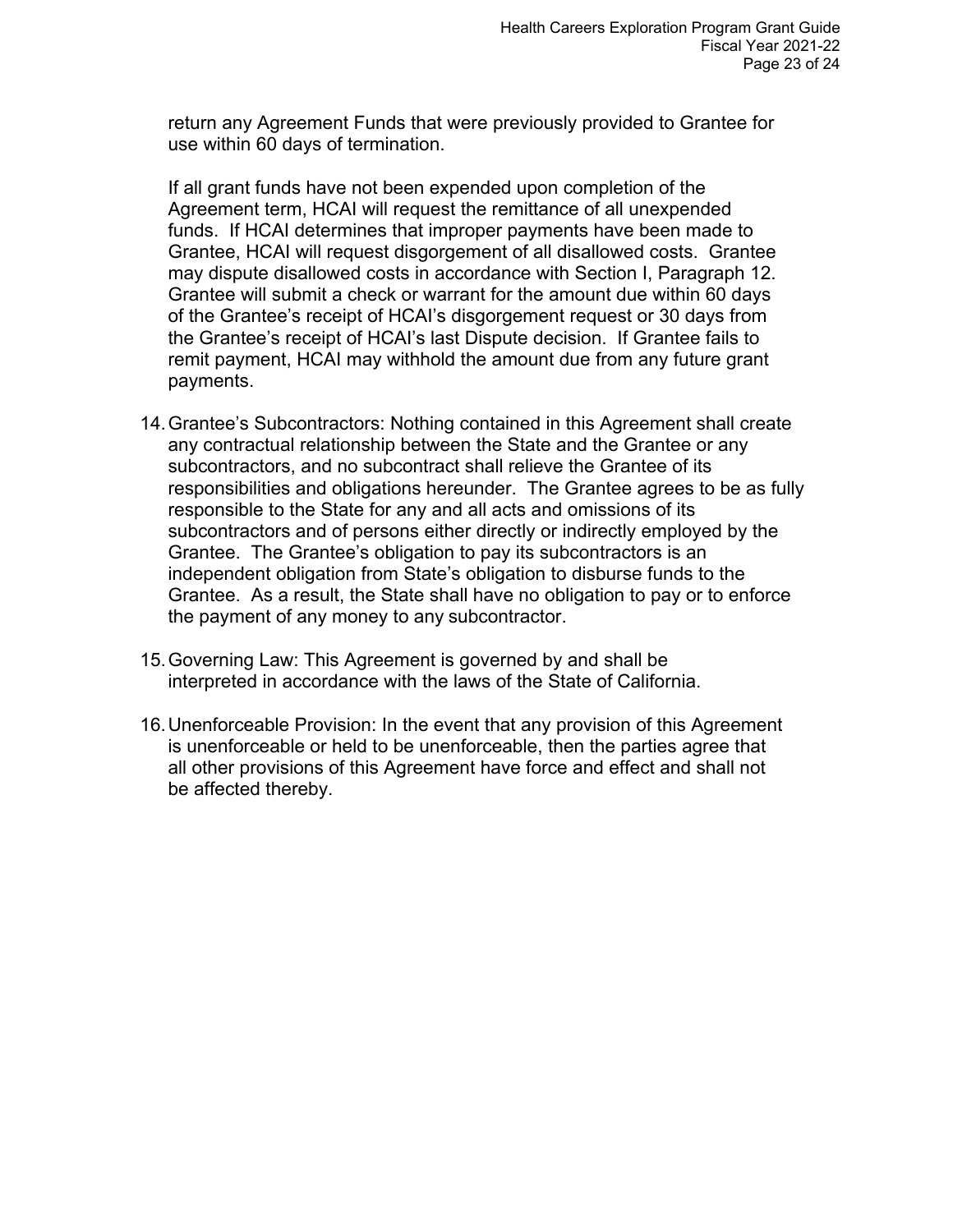return any Agreement Funds that were previously provided to Grantee for use within 60 days of termination.

If all grant funds have not been expended upon completion of the Agreement term, HCAI will request the remittance of all unexpended funds. If HCAI determines that improper payments have been made to Grantee, HCAI will request disgorgement of all disallowed costs. Grantee may dispute disallowed costs in accordance with Section I, Paragraph 12. Grantee will submit a check or warrant for the amount due within 60 days of the Grantee's receipt of HCAI's disgorgement request or 30 days from the Grantee's receipt of HCAI's last Dispute decision. If Grantee fails to remit payment, HCAI may withhold the amount due from any future grant payments.

14. Grantee's Subcontractors: Nothing contained in this Agreement shall create any contractual relationship between the State and the Grantee or any subcontractors, and no subcontract shall relieve the Grantee of its responsibilities and obligations hereunder. The Grantee agrees to be as fully responsible to the State for any and all acts and omissions of its subcontractors and of persons either directly or indirectly employed by the Grantee. The Grantee's obligation to pay its subcontractors is an independent obligation from State's obligation to disburse funds to the Grantee. As a result, the State shall have no obligation to pay or to enforce the payment of any money to any subcontractor.

15. Governing Law: This Agreement is governed by and shall be interpreted in accordance with the laws of the State of California.

16. Unenforceable Provision: In the event that any provision of this Agreement is unenforceable or held to be unenforceable, then the parties agree that all other provisions of this Agreement have force and effect and shall not be affected thereby.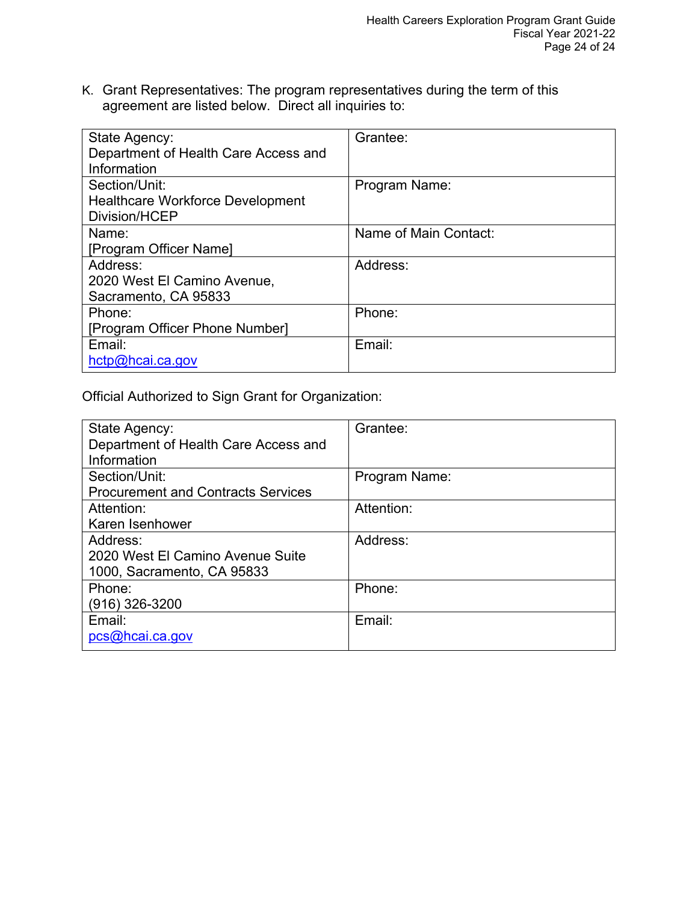K. Grant Representatives: The program representatives during the term of this agreement are listed below. Direct all inquiries to:

| State Agency: Department of Health Care Access and Information | Grantee: |
|---|---|
| Section/Unit: Healthcare Workforce Development Division/HCEP | Program Name: |
| Name: [Program Officer Name] | Name of Main Contact: |
| Address: 2020 West El Camino Avenue, Sacramento, CA 95833 | Address: |
| Phone: [Program Officer Phone Number] | Phone: |
| Email: hctp@hcai.ca.gov | Email: |

Official Authorized to Sign Grant for Organization:

| State Agency: Department of Health Care Access and Information | Grantee: |
|---|---|
| Section/Unit: Procurement and Contracts Services | Program Name: |
| Attention: Karen Isenhower | Attention: |
| Address: 2020 West El Camino Avenue Suite 1000, Sacramento, CA 95833 | Address: |
| Phone: (916) 326-3200 | Phone: |
| Email: pcs@hcai.ca.gov | Email: |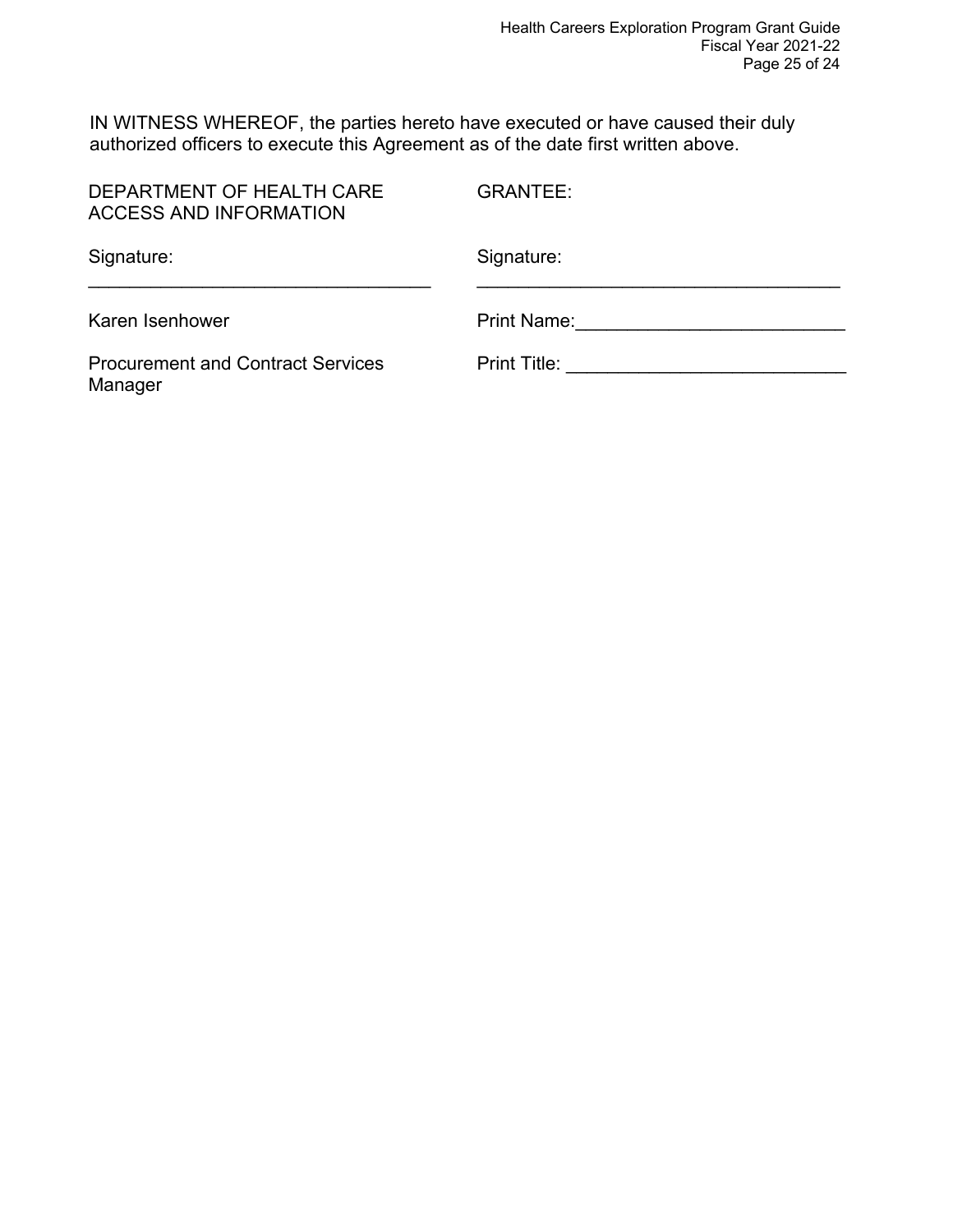IN WITNESS WHEREOF, the parties hereto have executed or have caused their duly authorized officers to execute this Agreement as of the date first written above.

| | |
|---|---|
| DEPARTMENT OF HEALTH CARE ACCESS AND INFORMATION | GRANTEE: |
| Signature: ________________________________ | Signature: ________________________________ |
| Karen Isenhower | Print Name:_________________________ |
| Procurement and Contract Services Manager | Print Title: _________________________ |